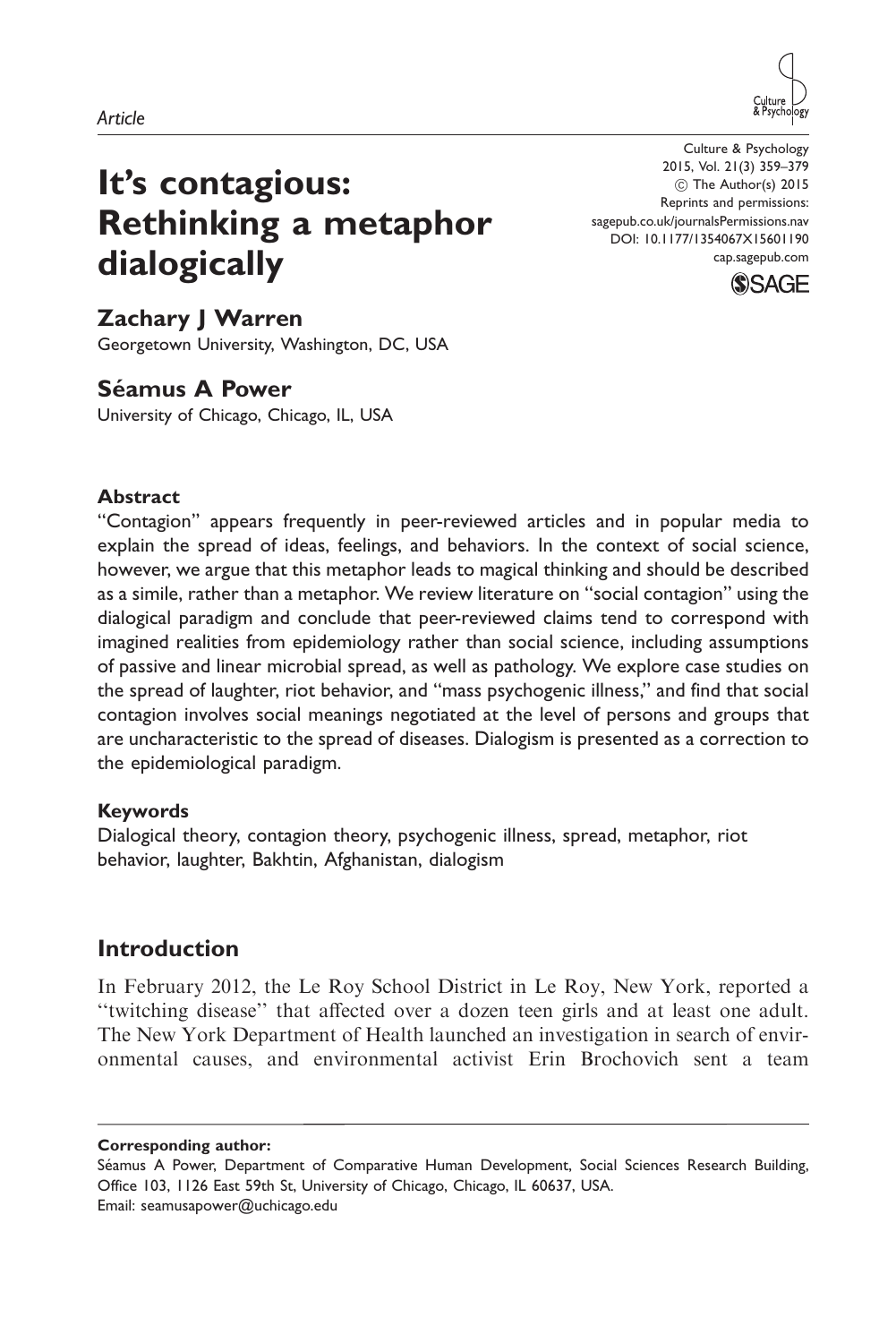*Article*

# It's contagious: Rethinking a metaphor dialogically

Culture & Psychology
2015, Vol. 21(3) 359–379
© The Author(s) 2015
Reprints and permissions:
sagepub.co.uk/journalsPermissions.nav
DOI: 10.1177/1354067X15601190
cap.sagepub.com

**Zachary J Warren**
Georgetown University, Washington, DC, USA

**Séamus A Power**
University of Chicago, Chicago, IL, USA

### Abstract

"Contagion" appears frequently in peer-reviewed articles and in popular media to explain the spread of ideas, feelings, and behaviors. In the context of social science, however, we argue that this metaphor leads to magical thinking and should be described as a simile, rather than a metaphor. We review literature on "social contagion" using the dialogical paradigm and conclude that peer-reviewed claims tend to correspond with imagined realities from epidemiology rather than social science, including assumptions of passive and linear microbial spread, as well as pathology. We explore case studies on the spread of laughter, riot behavior, and "mass psychogenic illness," and find that social contagion involves social meanings negotiated at the level of persons and groups that are uncharacteristic to the spread of diseases. Dialogism is presented as a correction to the epidemiological paradigm.

### Keywords

Dialogical theory, contagion theory, psychogenic illness, spread, metaphor, riot behavior, laughter, Bakhtin, Afghanistan, dialogism

## Introduction

In February 2012, the Le Roy School District in Le Roy, New York, reported a "twitching disease" that affected over a dozen teen girls and at least one adult. The New York Department of Health launched an investigation in search of environmental causes, and environmental activist Erin Brochovich sent a team

**Corresponding author:**
Séamus A Power, Department of Comparative Human Development, Social Sciences Research Building, Office 103, 1126 East 59th St, University of Chicago, Chicago, IL 60637, USA.
Email: seamusapower@uchicago.edu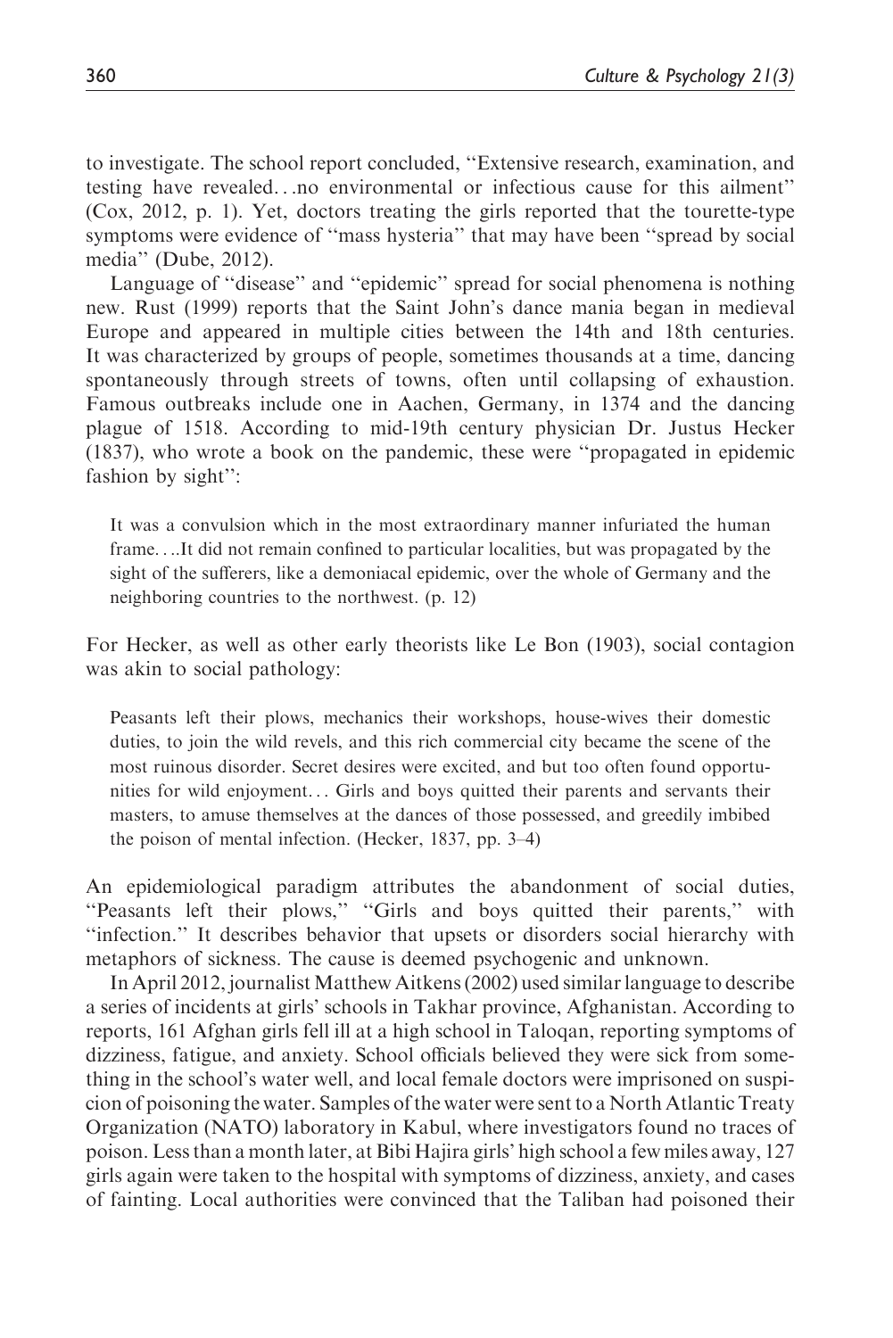to investigate. The school report concluded, "Extensive research, examination, and testing have revealed…no environmental or infectious cause for this ailment" (Cox, 2012, p. 1). Yet, doctors treating the girls reported that the tourette-type symptoms were evidence of "mass hysteria" that may have been "spread by social media" (Dube, 2012).

Language of "disease" and "epidemic" spread for social phenomena is nothing new. Rust (1999) reports that the Saint John's dance mania began in medieval Europe and appeared in multiple cities between the 14th and 18th centuries. It was characterized by groups of people, sometimes thousands at a time, dancing spontaneously through streets of towns, often until collapsing of exhaustion. Famous outbreaks include one in Aachen, Germany, in 1374 and the dancing plague of 1518. According to mid-19th century physician Dr. Justus Hecker (1837), who wrote a book on the pandemic, these were "propagated in epidemic fashion by sight":

> It was a convulsion which in the most extraordinary manner infuriated the human frame….It did not remain confined to particular localities, but was propagated by the sight of the sufferers, like a demoniacal epidemic, over the whole of Germany and the neighboring countries to the northwest. (p. 12)

For Hecker, as well as other early theorists like Le Bon (1903), social contagion was akin to social pathology:

> Peasants left their plows, mechanics their workshops, house-wives their domestic duties, to join the wild revels, and this rich commercial city became the scene of the most ruinous disorder. Secret desires were excited, and but too often found opportunities for wild enjoyment… Girls and boys quitted their parents and servants their masters, to amuse themselves at the dances of those possessed, and greedily imbibed the poison of mental infection. (Hecker, 1837, pp. 3–4)

An epidemiological paradigm attributes the abandonment of social duties, "Peasants left their plows," "Girls and boys quitted their parents," with "infection." It describes behavior that upsets or disorders social hierarchy with metaphors of sickness. The cause is deemed psychogenic and unknown.

In April 2012, journalist Matthew Aitkens (2002) used similar language to describe a series of incidents at girls' schools in Takhar province, Afghanistan. According to reports, 161 Afghan girls fell ill at a high school in Taloqan, reporting symptoms of dizziness, fatigue, and anxiety. School officials believed they were sick from something in the school's water well, and local female doctors were imprisoned on suspicion of poisoning the water. Samples of the water were sent to a North Atlantic Treaty Organization (NATO) laboratory in Kabul, where investigators found no traces of poison. Less than a month later, at Bibi Hajira girls' high school a few miles away, 127 girls again were taken to the hospital with symptoms of dizziness, anxiety, and cases of fainting. Local authorities were convinced that the Taliban had poisoned their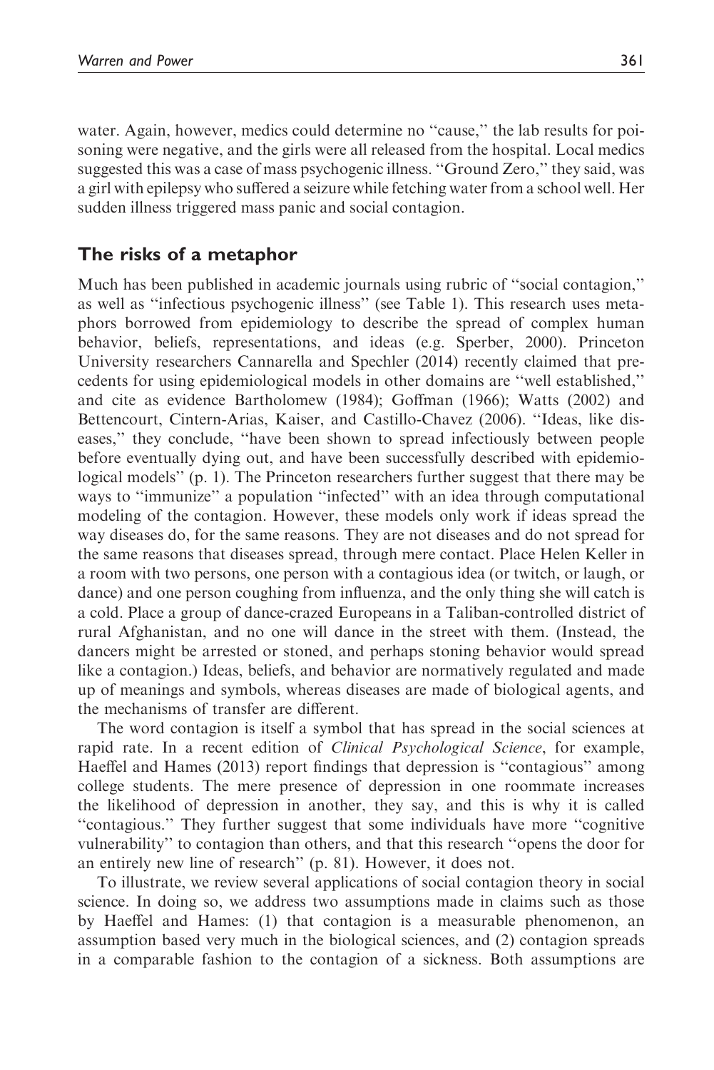water. Again, however, medics could determine no ''cause,'' the lab results for poisoning were negative, and the girls were all released from the hospital. Local medics suggested this was a case of mass psychogenic illness. ''Ground Zero,'' they said, was a girl with epilepsy who suffered a seizure while fetching water from a school well. Her sudden illness triggered mass panic and social contagion.

## The risks of a metaphor

Much has been published in academic journals using rubric of ''social contagion,'' as well as ''infectious psychogenic illness'' (see Table 1). This research uses metaphors borrowed from epidemiology to describe the spread of complex human behavior, beliefs, representations, and ideas (e.g. Sperber, 2000). Princeton University researchers Cannarella and Spechler (2014) recently claimed that precedents for using epidemiological models in other domains are ''well established,'' and cite as evidence Bartholomew (1984); Goffman (1966); Watts (2002) and Bettencourt, Cintern-Arias, Kaiser, and Castillo-Chavez (2006). ''Ideas, like diseases,'' they conclude, ''have been shown to spread infectiously between people before eventually dying out, and have been successfully described with epidemiological models'' (p. 1). The Princeton researchers further suggest that there may be ways to ''immunize'' a population ''infected'' with an idea through computational modeling of the contagion. However, these models only work if ideas spread the way diseases do, for the same reasons. They are not diseases and do not spread for the same reasons that diseases spread, through mere contact. Place Helen Keller in a room with two persons, one person with a contagious idea (or twitch, or laugh, or dance) and one person coughing from influenza, and the only thing she will catch is a cold. Place a group of dance-crazed Europeans in a Taliban-controlled district of rural Afghanistan, and no one will dance in the street with them. (Instead, the dancers might be arrested or stoned, and perhaps stoning behavior would spread like a contagion.) Ideas, beliefs, and behavior are normatively regulated and made up of meanings and symbols, whereas diseases are made of biological agents, and the mechanisms of transfer are different.

The word contagion is itself a symbol that has spread in the social sciences at rapid rate. In a recent edition of *Clinical Psychological Science*, for example, Haeffel and Hames (2013) report findings that depression is ''contagious'' among college students. The mere presence of depression in one roommate increases the likelihood of depression in another, they say, and this is why it is called ''contagious.'' They further suggest that some individuals have more ''cognitive vulnerability'' to contagion than others, and that this research ''opens the door for an entirely new line of research'' (p. 81). However, it does not.

To illustrate, we review several applications of social contagion theory in social science. In doing so, we address two assumptions made in claims such as those by Haeffel and Hames: (1) that contagion is a measurable phenomenon, an assumption based very much in the biological sciences, and (2) contagion spreads in a comparable fashion to the contagion of a sickness. Both assumptions are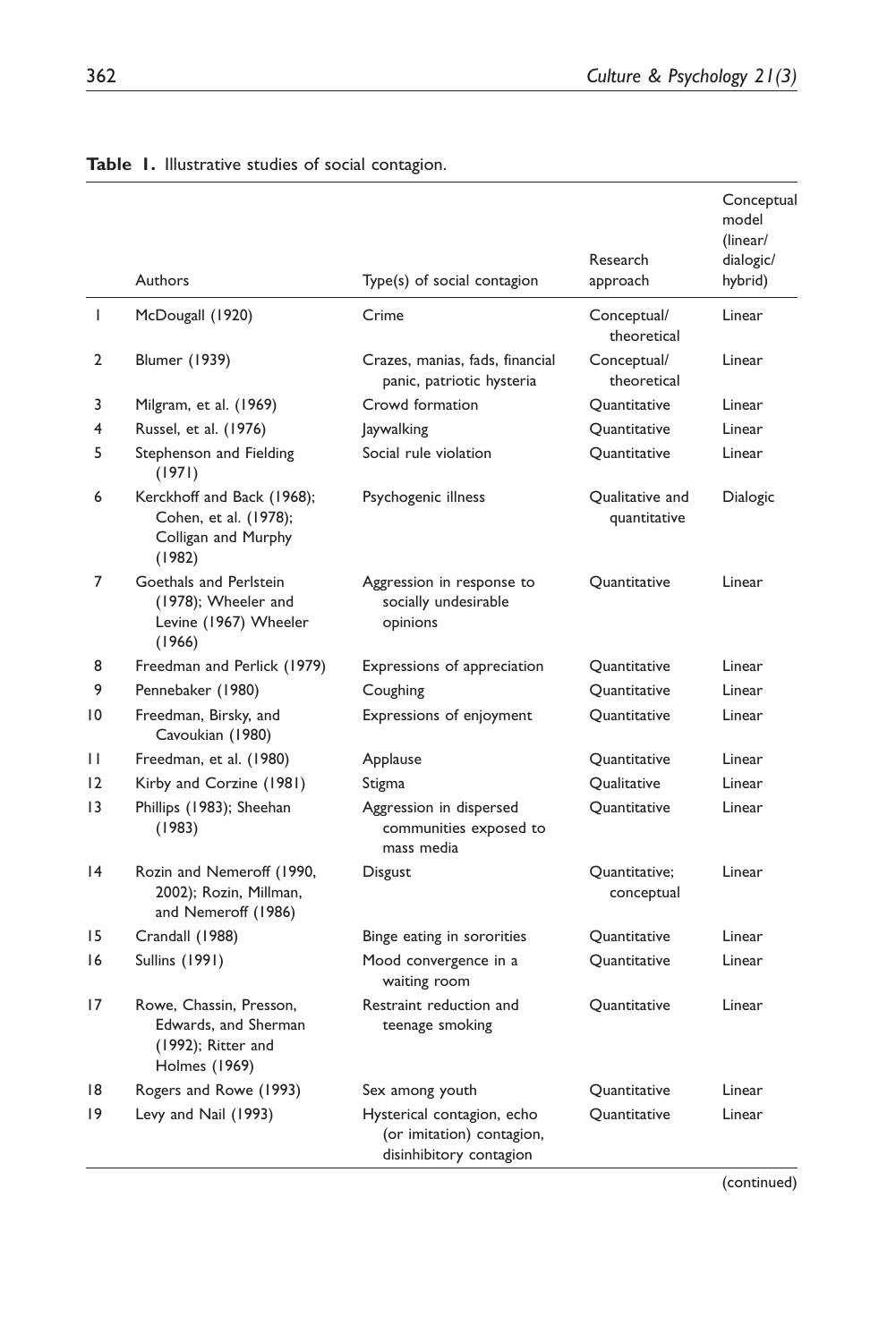**Table 1.** Illustrative studies of social contagion.

| | Authors | Type(s) of social contagion | Research approach | Conceptual model (linear/ dialogic/ hybrid) |
|---|---|---|---|---|
| 1 | McDougall (1920) | Crime | Conceptual/ theoretical | Linear |
| 2 | Blumer (1939) | Crazes, manias, fads, financial panic, patriotic hysteria | Conceptual/ theoretical | Linear |
| 3 | Milgram, et al. (1969) | Crowd formation | Quantitative | Linear |
| 4 | Russel, et al. (1976) | Jaywalking | Quantitative | Linear |
| 5 | Stephenson and Fielding (1971) | Social rule violation | Quantitative | Linear |
| 6 | Kerckhoff and Back (1968); Cohen, et al. (1978); Colligan and Murphy (1982) | Psychogenic illness | Qualitative and quantitative | Dialogic |
| 7 | Goethals and Perlstein (1978); Wheeler and Levine (1967) Wheeler (1966) | Aggression in response to socially undesirable opinions | Quantitative | Linear |
| 8 | Freedman and Perlick (1979) | Expressions of appreciation | Quantitative | Linear |
| 9 | Pennebaker (1980) | Coughing | Quantitative | Linear |
| 10 | Freedman, Birsky, and Cavoukian (1980) | Expressions of enjoyment | Quantitative | Linear |
| 11 | Freedman, et al. (1980) | Applause | Quantitative | Linear |
| 12 | Kirby and Corzine (1981) | Stigma | Qualitative | Linear |
| 13 | Phillips (1983); Sheehan (1983) | Aggression in dispersed communities exposed to mass media | Quantitative | Linear |
| 14 | Rozin and Nemeroff (1990, 2002); Rozin, Millman, and Nemeroff (1986) | Disgust | Quantitative; conceptual | Linear |
| 15 | Crandall (1988) | Binge eating in sororities | Quantitative | Linear |
| 16 | Sullins (1991) | Mood convergence in a waiting room | Quantitative | Linear |
| 17 | Rowe, Chassin, Presson, Edwards, and Sherman (1992); Ritter and Holmes (1969) | Restraint reduction and teenage smoking | Quantitative | Linear |
| 18 | Rogers and Rowe (1993) | Sex among youth | Quantitative | Linear |
| 19 | Levy and Nail (1993) | Hysterical contagion, echo (or imitation) contagion, disinhibitory contagion | Quantitative | Linear |

(continued)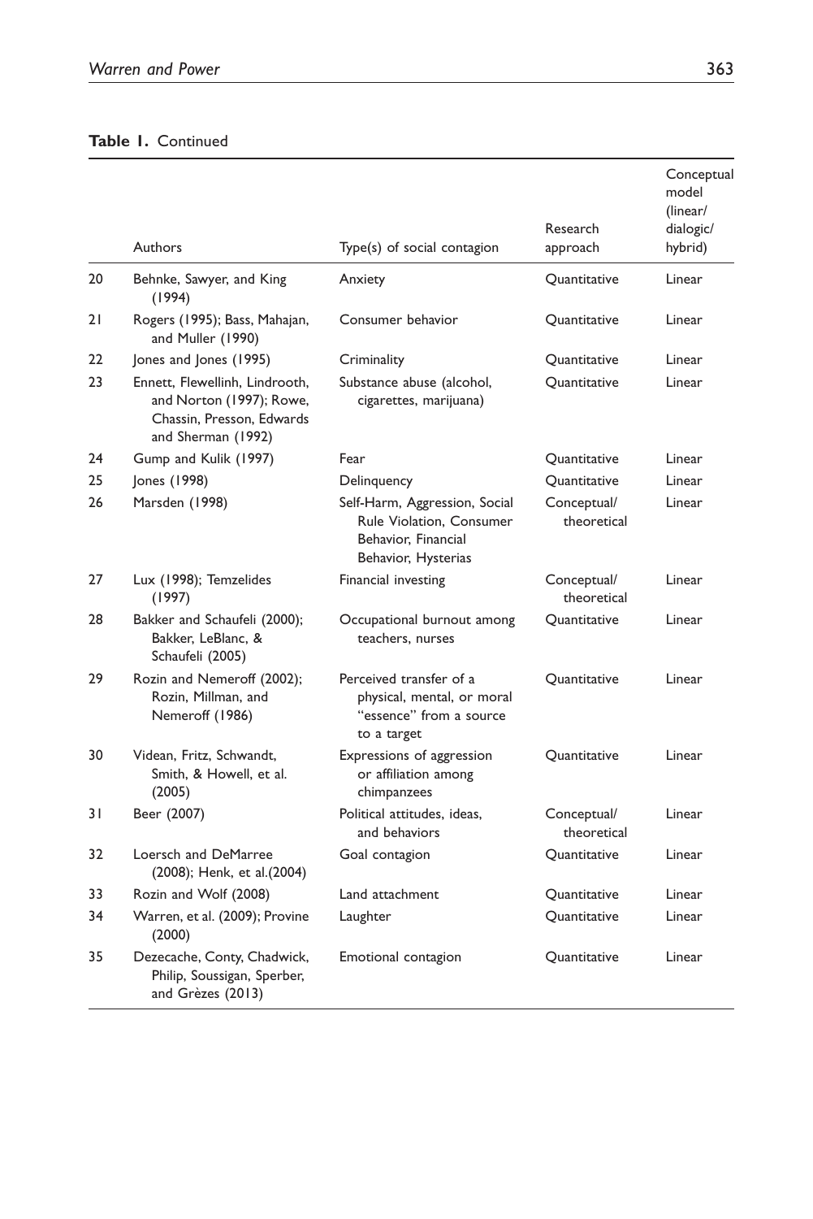**Table 1.** Continued

| | Authors | Type(s) of social contagion | Research approach | Conceptual model (linear/ dialogic/ hybrid) |
|---|---|---|---|---|
| 20 | Behnke, Sawyer, and King (1994) | Anxiety | Quantitative | Linear |
| 21 | Rogers (1995); Bass, Mahajan, and Muller (1990) | Consumer behavior | Quantitative | Linear |
| 22 | Jones and Jones (1995) | Criminality | Quantitative | Linear |
| 23 | Ennett, Flewellinh, Lindrooth, and Norton (1997); Rowe, Chassin, Presson, Edwards and Sherman (1992) | Substance abuse (alcohol, cigarettes, marijuana) | Quantitative | Linear |
| 24 | Gump and Kulik (1997) | Fear | Quantitative | Linear |
| 25 | Jones (1998) | Delinquency | Quantitative | Linear |
| 26 | Marsden (1998) | Self-Harm, Aggression, Social Rule Violation, Consumer Behavior, Financial Behavior, Hysterias | Conceptual/ theoretical | Linear |
| 27 | Lux (1998); Temzelides (1997) | Financial investing | Conceptual/ theoretical | Linear |
| 28 | Bakker and Schaufeli (2000); Bakker, LeBlanc, & Schaufeli (2005) | Occupational burnout among teachers, nurses | Quantitative | Linear |
| 29 | Rozin and Nemeroff (2002); Rozin, Millman, and Nemeroff (1986) | Perceived transfer of a physical, mental, or moral "essence" from a source to a target | Quantitative | Linear |
| 30 | Videan, Fritz, Schwandt, Smith, & Howell, et al. (2005) | Expressions of aggression or affiliation among chimpanzees | Quantitative | Linear |
| 31 | Beer (2007) | Political attitudes, ideas, and behaviors | Conceptual/ theoretical | Linear |
| 32 | Loersch and DeMarree (2008); Henk, et al.(2004) | Goal contagion | Quantitative | Linear |
| 33 | Rozin and Wolf (2008) | Land attachment | Quantitative | Linear |
| 34 | Warren, et al. (2009); Provine (2000) | Laughter | Quantitative | Linear |
| 35 | Dezecache, Conty, Chadwick, Philip, Soussigan, Sperber, and Grèzes (2013) | Emotional contagion | Quantitative | Linear |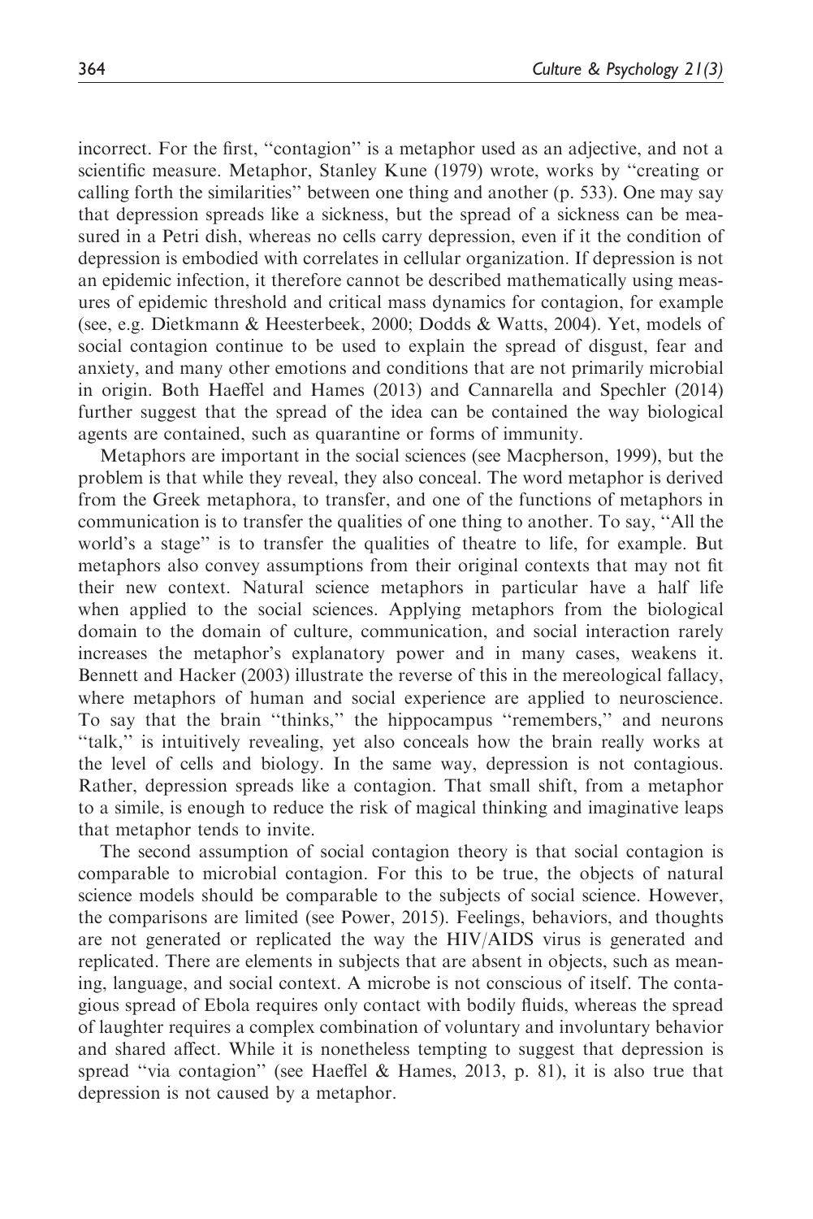incorrect. For the first, ''contagion'' is a metaphor used as an adjective, and not a scientific measure. Metaphor, Stanley Kune (1979) wrote, works by ''creating or calling forth the similarities'' between one thing and another (p. 533). One may say that depression spreads like a sickness, but the spread of a sickness can be measured in a Petri dish, whereas no cells carry depression, even if it the condition of depression is embodied with correlates in cellular organization. If depression is not an epidemic infection, it therefore cannot be described mathematically using measures of epidemic threshold and critical mass dynamics for contagion, for example (see, e.g. Dietkmann & Heesterbeek, 2000; Dodds & Watts, 2004). Yet, models of social contagion continue to be used to explain the spread of disgust, fear and anxiety, and many other emotions and conditions that are not primarily microbial in origin. Both Haeffel and Hames (2013) and Cannarella and Spechler (2014) further suggest that the spread of the idea can be contained the way biological agents are contained, such as quarantine or forms of immunity.

Metaphors are important in the social sciences (see Macpherson, 1999), but the problem is that while they reveal, they also conceal. The word metaphor is derived from the Greek metaphora, to transfer, and one of the functions of metaphors in communication is to transfer the qualities of one thing to another. To say, ''All the world's a stage'' is to transfer the qualities of theatre to life, for example. But metaphors also convey assumptions from their original contexts that may not fit their new context. Natural science metaphors in particular have a half life when applied to the social sciences. Applying metaphors from the biological domain to the domain of culture, communication, and social interaction rarely increases the metaphor's explanatory power and in many cases, weakens it. Bennett and Hacker (2003) illustrate the reverse of this in the mereological fallacy, where metaphors of human and social experience are applied to neuroscience. To say that the brain ''thinks,'' the hippocampus ''remembers,'' and neurons ''talk,'' is intuitively revealing, yet also conceals how the brain really works at the level of cells and biology. In the same way, depression is not contagious. Rather, depression spreads like a contagion. That small shift, from a metaphor to a simile, is enough to reduce the risk of magical thinking and imaginative leaps that metaphor tends to invite.

The second assumption of social contagion theory is that social contagion is comparable to microbial contagion. For this to be true, the objects of natural science models should be comparable to the subjects of social science. However, the comparisons are limited (see Power, 2015). Feelings, behaviors, and thoughts are not generated or replicated the way the HIV/AIDS virus is generated and replicated. There are elements in subjects that are absent in objects, such as meaning, language, and social context. A microbe is not conscious of itself. The contagious spread of Ebola requires only contact with bodily fluids, whereas the spread of laughter requires a complex combination of voluntary and involuntary behavior and shared affect. While it is nonetheless tempting to suggest that depression is spread ''via contagion'' (see Haeffel & Hames, 2013, p. 81), it is also true that depression is not caused by a metaphor.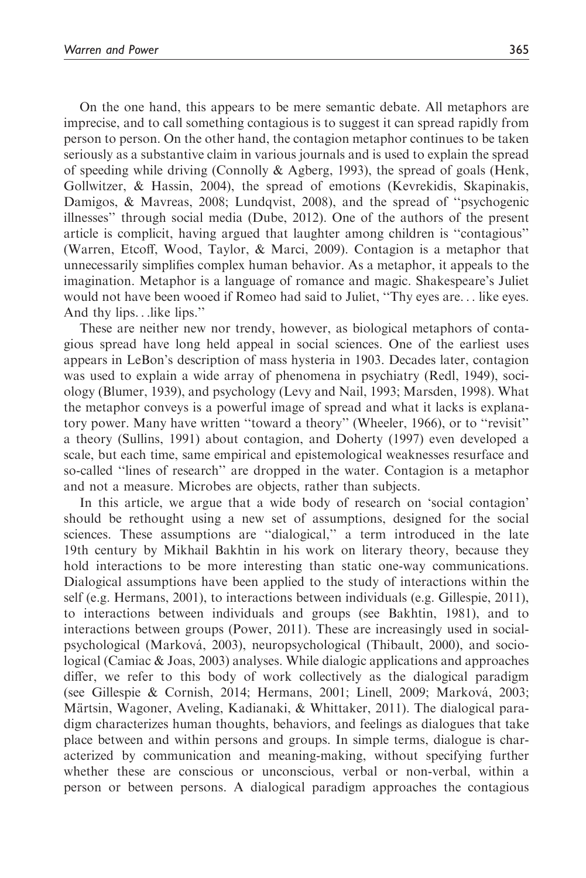On the one hand, this appears to be mere semantic debate. All metaphors are imprecise, and to call something contagious is to suggest it can spread rapidly from person to person. On the other hand, the contagion metaphor continues to be taken seriously as a substantive claim in various journals and is used to explain the spread of speeding while driving (Connolly & Agberg, 1993), the spread of goals (Henk, Gollwitzer, & Hassin, 2004), the spread of emotions (Kevrekidis, Skapinakis, Damigos, & Mavreas, 2008; Lundqvist, 2008), and the spread of ''psychogenic illnesses'' through social media (Dube, 2012). One of the authors of the present article is complicit, having argued that laughter among children is ''contagious'' (Warren, Etcoff, Wood, Taylor, & Marci, 2009). Contagion is a metaphor that unnecessarily simplifies complex human behavior. As a metaphor, it appeals to the imagination. Metaphor is a language of romance and magic. Shakespeare's Juliet would not have been wooed if Romeo had said to Juliet, ''Thy eyes are... like eyes. And thy lips...like lips.''

These are neither new nor trendy, however, as biological metaphors of contagious spread have long held appeal in social sciences. One of the earliest uses appears in LeBon's description of mass hysteria in 1903. Decades later, contagion was used to explain a wide array of phenomena in psychiatry (Redl, 1949), sociology (Blumer, 1939), and psychology (Levy and Nail, 1993; Marsden, 1998). What the metaphor conveys is a powerful image of spread and what it lacks is explanatory power. Many have written ''toward a theory'' (Wheeler, 1966), or to ''revisit'' a theory (Sullins, 1991) about contagion, and Doherty (1997) even developed a scale, but each time, same empirical and epistemological weaknesses resurface and so-called ''lines of research'' are dropped in the water. Contagion is a metaphor and not a measure. Microbes are objects, rather than subjects.

In this article, we argue that a wide body of research on 'social contagion' should be rethought using a new set of assumptions, designed for the social sciences. These assumptions are ''dialogical,'' a term introduced in the late 19th century by Mikhail Bakhtin in his work on literary theory, because they hold interactions to be more interesting than static one-way communications. Dialogical assumptions have been applied to the study of interactions within the self (e.g. Hermans, 2001), to interactions between individuals (e.g. Gillespie, 2011), to interactions between individuals and groups (see Bakhtin, 1981), and to interactions between groups (Power, 2011). These are increasingly used in social-psychological (Marková, 2003), neuropsychological (Thibault, 2000), and sociological (Camiac & Joas, 2003) analyses. While dialogic applications and approaches differ, we refer to this body of work collectively as the dialogical paradigm (see Gillespie & Cornish, 2014; Hermans, 2001; Linell, 2009; Marková, 2003; Märtsin, Wagoner, Aveling, Kadianaki, & Whittaker, 2011). The dialogical paradigm characterizes human thoughts, behaviors, and feelings as dialogues that take place between and within persons and groups. In simple terms, dialogue is characterized by communication and meaning-making, without specifying further whether these are conscious or unconscious, verbal or non-verbal, within a person or between persons. A dialogical paradigm approaches the contagious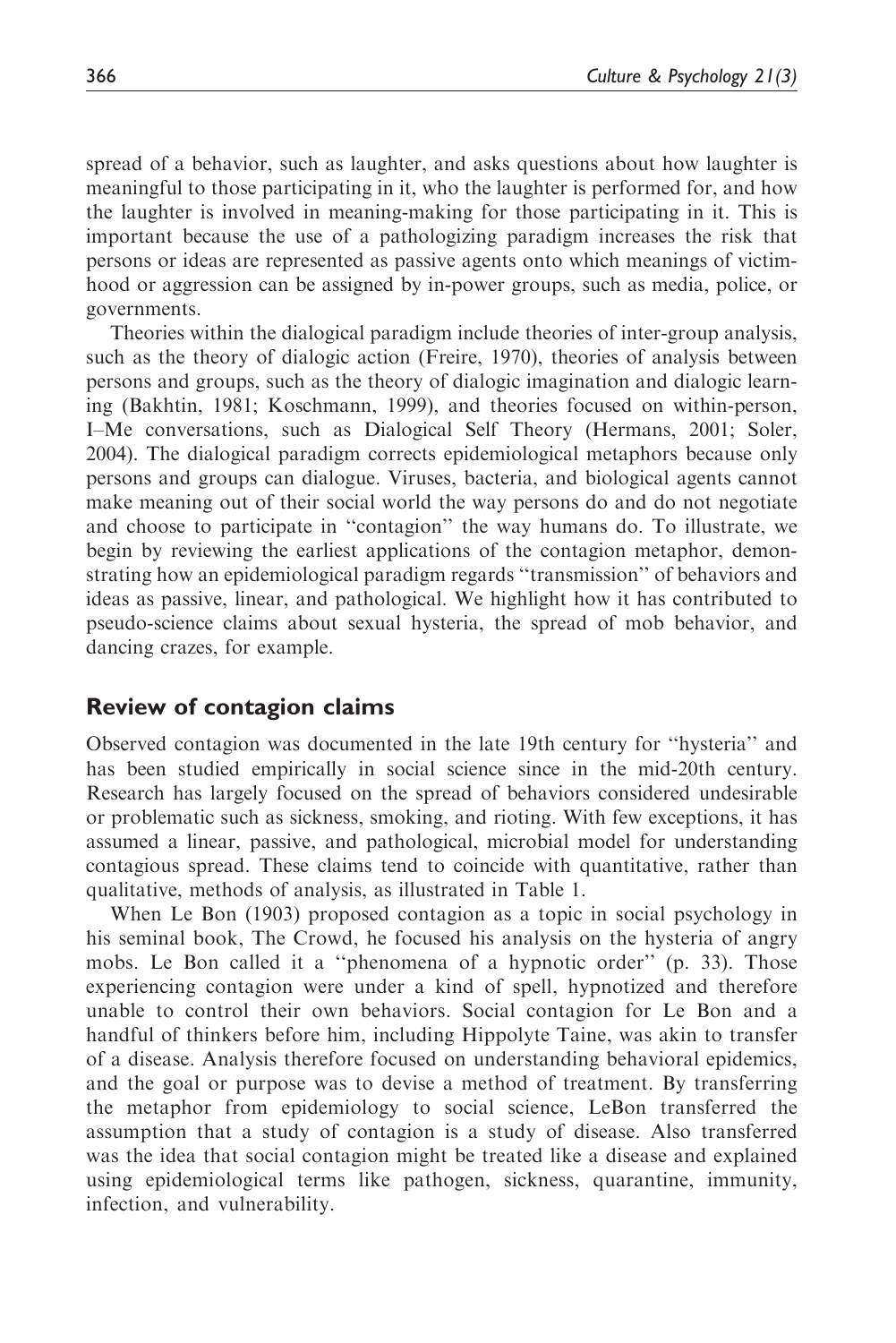spread of a behavior, such as laughter, and asks questions about how laughter is meaningful to those participating in it, who the laughter is performed for, and how the laughter is involved in meaning-making for those participating in it. This is important because the use of a pathologizing paradigm increases the risk that persons or ideas are represented as passive agents onto which meanings of victimhood or aggression can be assigned by in-power groups, such as media, police, or governments.

Theories within the dialogical paradigm include theories of inter-group analysis, such as the theory of dialogic action (Freire, 1970), theories of analysis between persons and groups, such as the theory of dialogic imagination and dialogic learning (Bakhtin, 1981; Koschmann, 1999), and theories focused on within-person, I–Me conversations, such as Dialogical Self Theory (Hermans, 2001; Soler, 2004). The dialogical paradigm corrects epidemiological metaphors because only persons and groups can dialogue. Viruses, bacteria, and biological agents cannot make meaning out of their social world the way persons do and do not negotiate and choose to participate in ''contagion'' the way humans do. To illustrate, we begin by reviewing the earliest applications of the contagion metaphor, demonstrating how an epidemiological paradigm regards ''transmission'' of behaviors and ideas as passive, linear, and pathological. We highlight how it has contributed to pseudo-science claims about sexual hysteria, the spread of mob behavior, and dancing crazes, for example.

## Review of contagion claims

Observed contagion was documented in the late 19th century for ''hysteria'' and has been studied empirically in social science since in the mid-20th century. Research has largely focused on the spread of behaviors considered undesirable or problematic such as sickness, smoking, and rioting. With few exceptions, it has assumed a linear, passive, and pathological, microbial model for understanding contagious spread. These claims tend to coincide with quantitative, rather than qualitative, methods of analysis, as illustrated in Table 1.

When Le Bon (1903) proposed contagion as a topic in social psychology in his seminal book, The Crowd, he focused his analysis on the hysteria of angry mobs. Le Bon called it a ''phenomena of a hypnotic order'' (p. 33). Those experiencing contagion were under a kind of spell, hypnotized and therefore unable to control their own behaviors. Social contagion for Le Bon and a handful of thinkers before him, including Hippolyte Taine, was akin to transfer of a disease. Analysis therefore focused on understanding behavioral epidemics, and the goal or purpose was to devise a method of treatment. By transferring the metaphor from epidemiology to social science, LeBon transferred the assumption that a study of contagion is a study of disease. Also transferred was the idea that social contagion might be treated like a disease and explained using epidemiological terms like pathogen, sickness, quarantine, immunity, infection, and vulnerability.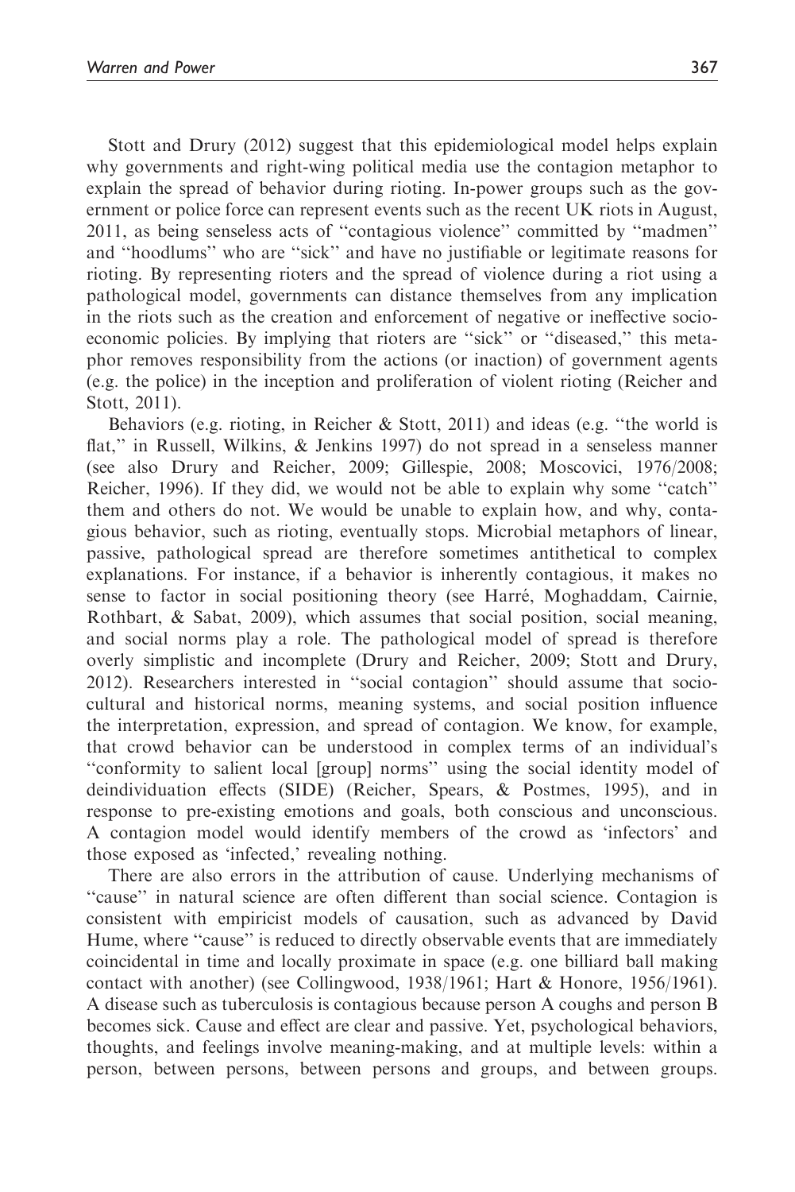Stott and Drury (2012) suggest that this epidemiological model helps explain why governments and right-wing political media use the contagion metaphor to explain the spread of behavior during rioting. In-power groups such as the government or police force can represent events such as the recent UK riots in August, 2011, as being senseless acts of ''contagious violence'' committed by ''madmen'' and ''hoodlums'' who are ''sick'' and have no justifiable or legitimate reasons for rioting. By representing rioters and the spread of violence during a riot using a pathological model, governments can distance themselves from any implication in the riots such as the creation and enforcement of negative or ineffective socio-economic policies. By implying that rioters are ''sick'' or ''diseased,'' this metaphor removes responsibility from the actions (or inaction) of government agents (e.g. the police) in the inception and proliferation of violent rioting (Reicher and Stott, 2011).

Behaviors (e.g. rioting, in Reicher & Stott, 2011) and ideas (e.g. ''the world is flat,'' in Russell, Wilkins, & Jenkins 1997) do not spread in a senseless manner (see also Drury and Reicher, 2009; Gillespie, 2008; Moscovici, 1976/2008; Reicher, 1996). If they did, we would not be able to explain why some ''catch'' them and others do not. We would be unable to explain how, and why, contagious behavior, such as rioting, eventually stops. Microbial metaphors of linear, passive, pathological spread are therefore sometimes antithetical to complex explanations. For instance, if a behavior is inherently contagious, it makes no sense to factor in social positioning theory (see Harré, Moghaddam, Cairnie, Rothbart, & Sabat, 2009), which assumes that social position, social meaning, and social norms play a role. The pathological model of spread is therefore overly simplistic and incomplete (Drury and Reicher, 2009; Stott and Drury, 2012). Researchers interested in ''social contagion'' should assume that sociocultural and historical norms, meaning systems, and social position influence the interpretation, expression, and spread of contagion. We know, for example, that crowd behavior can be understood in complex terms of an individual's ''conformity to salient local [group] norms'' using the social identity model of deindividuation effects (SIDE) (Reicher, Spears, & Postmes, 1995), and in response to pre-existing emotions and goals, both conscious and unconscious. A contagion model would identify members of the crowd as 'infectors' and those exposed as 'infected,' revealing nothing.

There are also errors in the attribution of cause. Underlying mechanisms of ''cause'' in natural science are often different than social science. Contagion is consistent with empiricist models of causation, such as advanced by David Hume, where ''cause'' is reduced to directly observable events that are immediately coincidental in time and locally proximate in space (e.g. one billiard ball making contact with another) (see Collingwood, 1938/1961; Hart & Honore, 1956/1961). A disease such as tuberculosis is contagious because person A coughs and person B becomes sick. Cause and effect are clear and passive. Yet, psychological behaviors, thoughts, and feelings involve meaning-making, and at multiple levels: within a person, between persons, between persons and groups, and between groups.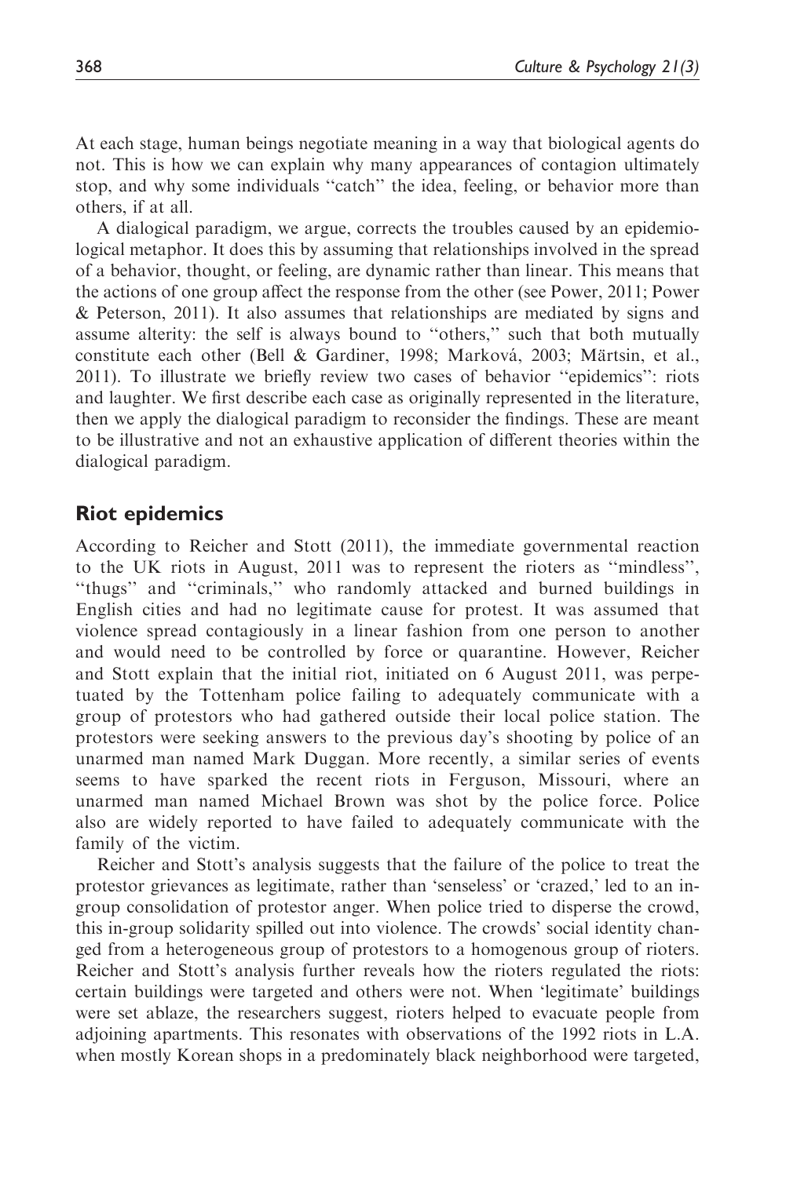At each stage, human beings negotiate meaning in a way that biological agents do not. This is how we can explain why many appearances of contagion ultimately stop, and why some individuals "catch" the idea, feeling, or behavior more than others, if at all.

A dialogical paradigm, we argue, corrects the troubles caused by an epidemiological metaphor. It does this by assuming that relationships involved in the spread of a behavior, thought, or feeling, are dynamic rather than linear. This means that the actions of one group affect the response from the other (see Power, 2011; Power & Peterson, 2011). It also assumes that relationships are mediated by signs and assume alterity: the self is always bound to "others," such that both mutually constitute each other (Bell & Gardiner, 1998; Marková, 2003; Märtsin, et al., 2011). To illustrate we briefly review two cases of behavior "epidemics": riots and laughter. We first describe each case as originally represented in the literature, then we apply the dialogical paradigm to reconsider the findings. These are meant to be illustrative and not an exhaustive application of different theories within the dialogical paradigm.

## Riot epidemics

According to Reicher and Stott (2011), the immediate governmental reaction to the UK riots in August, 2011 was to represent the rioters as "mindless", "thugs" and "criminals," who randomly attacked and burned buildings in English cities and had no legitimate cause for protest. It was assumed that violence spread contagiously in a linear fashion from one person to another and would need to be controlled by force or quarantine. However, Reicher and Stott explain that the initial riot, initiated on 6 August 2011, was perpetuated by the Tottenham police failing to adequately communicate with a group of protestors who had gathered outside their local police station. The protestors were seeking answers to the previous day's shooting by police of an unarmed man named Mark Duggan. More recently, a similar series of events seems to have sparked the recent riots in Ferguson, Missouri, where an unarmed man named Michael Brown was shot by the police force. Police also are widely reported to have failed to adequately communicate with the family of the victim.

Reicher and Stott's analysis suggests that the failure of the police to treat the protestor grievances as legitimate, rather than 'senseless' or 'crazed,' led to an in-group consolidation of protestor anger. When police tried to disperse the crowd, this in-group solidarity spilled out into violence. The crowds' social identity changed from a heterogeneous group of protestors to a homogenous group of rioters. Reicher and Stott's analysis further reveals how the rioters regulated the riots: certain buildings were targeted and others were not. When 'legitimate' buildings were set ablaze, the researchers suggest, rioters helped to evacuate people from adjoining apartments. This resonates with observations of the 1992 riots in L.A. when mostly Korean shops in a predominately black neighborhood were targeted,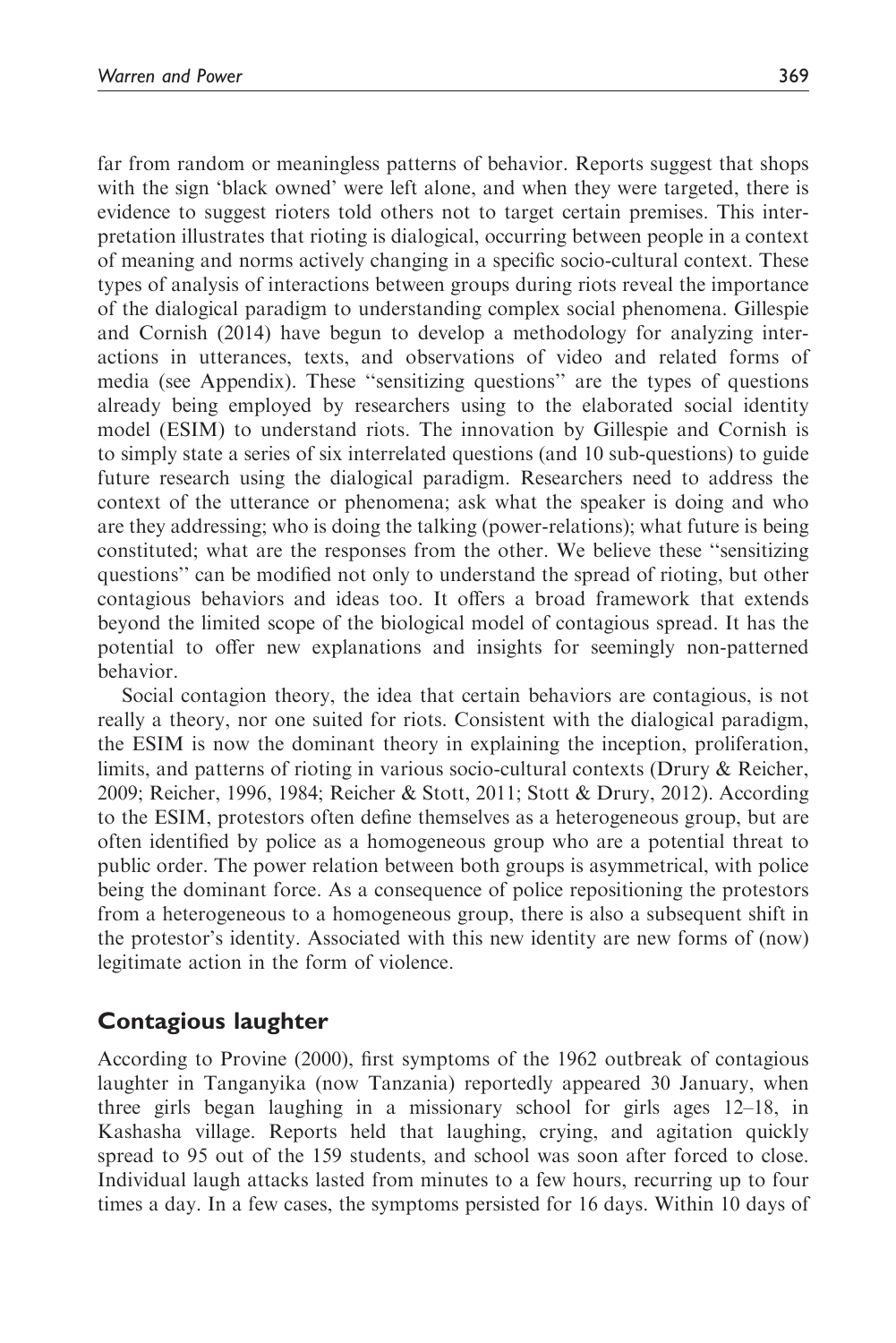far from random or meaningless patterns of behavior. Reports suggest that shops with the sign 'black owned' were left alone, and when they were targeted, there is evidence to suggest rioters told others not to target certain premises. This interpretation illustrates that rioting is dialogical, occurring between people in a context of meaning and norms actively changing in a specific socio-cultural context. These types of analysis of interactions between groups during riots reveal the importance of the dialogical paradigm to understanding complex social phenomena. Gillespie and Cornish (2014) have begun to develop a methodology for analyzing interactions in utterances, texts, and observations of video and related forms of media (see Appendix). These ''sensitizing questions'' are the types of questions already being employed by researchers using to the elaborated social identity model (ESIM) to understand riots. The innovation by Gillespie and Cornish is to simply state a series of six interrelated questions (and 10 sub-questions) to guide future research using the dialogical paradigm. Researchers need to address the context of the utterance or phenomena; ask what the speaker is doing and who are they addressing; who is doing the talking (power-relations); what future is being constituted; what are the responses from the other. We believe these ''sensitizing questions'' can be modified not only to understand the spread of rioting, but other contagious behaviors and ideas too. It offers a broad framework that extends beyond the limited scope of the biological model of contagious spread. It has the potential to offer new explanations and insights for seemingly non-patterned behavior.

Social contagion theory, the idea that certain behaviors are contagious, is not really a theory, nor one suited for riots. Consistent with the dialogical paradigm, the ESIM is now the dominant theory in explaining the inception, proliferation, limits, and patterns of rioting in various socio-cultural contexts (Drury & Reicher, 2009; Reicher, 1996, 1984; Reicher & Stott, 2011; Stott & Drury, 2012). According to the ESIM, protestors often define themselves as a heterogeneous group, but are often identified by police as a homogeneous group who are a potential threat to public order. The power relation between both groups is asymmetrical, with police being the dominant force. As a consequence of police repositioning the protestors from a heterogeneous to a homogeneous group, there is also a subsequent shift in the protestor's identity. Associated with this new identity are new forms of (now) legitimate action in the form of violence.

## Contagious laughter

According to Provine (2000), first symptoms of the 1962 outbreak of contagious laughter in Tanganyika (now Tanzania) reportedly appeared 30 January, when three girls began laughing in a missionary school for girls ages 12–18, in Kashasha village. Reports held that laughing, crying, and agitation quickly spread to 95 out of the 159 students, and school was soon after forced to close. Individual laugh attacks lasted from minutes to a few hours, recurring up to four times a day. In a few cases, the symptoms persisted for 16 days. Within 10 days of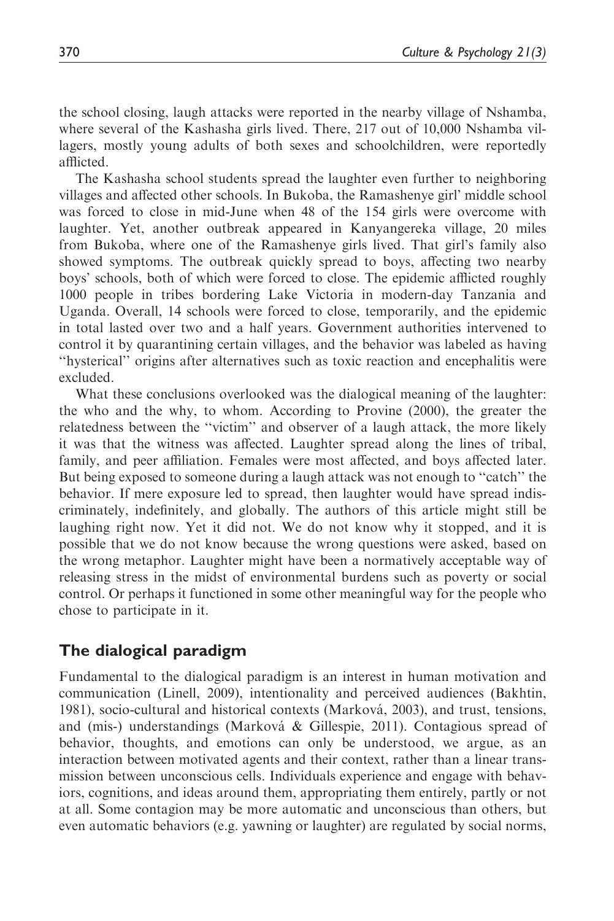the school closing, laugh attacks were reported in the nearby village of Nshamba, where several of the Kashasha girls lived. There, 217 out of 10,000 Nshamba villagers, mostly young adults of both sexes and schoolchildren, were reportedly afflicted.

The Kashasha school students spread the laughter even further to neighboring villages and affected other schools. In Bukoba, the Ramashenye girl' middle school was forced to close in mid-June when 48 of the 154 girls were overcome with laughter. Yet, another outbreak appeared in Kanyangereka village, 20 miles from Bukoba, where one of the Ramashenye girls lived. That girl's family also showed symptoms. The outbreak quickly spread to boys, affecting two nearby boys' schools, both of which were forced to close. The epidemic afflicted roughly 1000 people in tribes bordering Lake Victoria in modern-day Tanzania and Uganda. Overall, 14 schools were forced to close, temporarily, and the epidemic in total lasted over two and a half years. Government authorities intervened to control it by quarantining certain villages, and the behavior was labeled as having "hysterical" origins after alternatives such as toxic reaction and encephalitis were excluded.

What these conclusions overlooked was the dialogical meaning of the laughter: the who and the why, to whom. According to Provine (2000), the greater the relatedness between the "victim" and observer of a laugh attack, the more likely it was that the witness was affected. Laughter spread along the lines of tribal, family, and peer affiliation. Females were most affected, and boys affected later. But being exposed to someone during a laugh attack was not enough to "catch" the behavior. If mere exposure led to spread, then laughter would have spread indiscriminately, indefinitely, and globally. The authors of this article might still be laughing right now. Yet it did not. We do not know why it stopped, and it is possible that we do not know because the wrong questions were asked, based on the wrong metaphor. Laughter might have been a normatively acceptable way of releasing stress in the midst of environmental burdens such as poverty or social control. Or perhaps it functioned in some other meaningful way for the people who chose to participate in it.

## The dialogical paradigm

Fundamental to the dialogical paradigm is an interest in human motivation and communication (Linell, 2009), intentionality and perceived audiences (Bakhtin, 1981), socio-cultural and historical contexts (Marková, 2003), and trust, tensions, and (mis-) understandings (Marková & Gillespie, 2011). Contagious spread of behavior, thoughts, and emotions can only be understood, we argue, as an interaction between motivated agents and their context, rather than a linear transmission between unconscious cells. Individuals experience and engage with behaviors, cognitions, and ideas around them, appropriating them entirely, partly or not at all. Some contagion may be more automatic and unconscious than others, but even automatic behaviors (e.g. yawning or laughter) are regulated by social norms,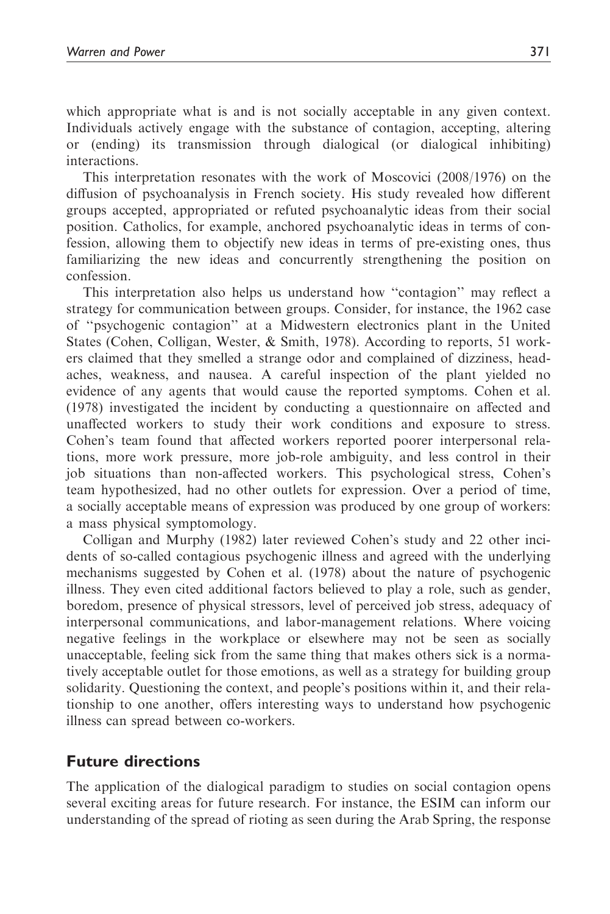which appropriate what is and is not socially acceptable in any given context. Individuals actively engage with the substance of contagion, accepting, altering or (ending) its transmission through dialogical (or dialogical inhibiting) interactions.

This interpretation resonates with the work of Moscovici (2008/1976) on the diffusion of psychoanalysis in French society. His study revealed how different groups accepted, appropriated or refuted psychoanalytic ideas from their social position. Catholics, for example, anchored psychoanalytic ideas in terms of confession, allowing them to objectify new ideas in terms of pre-existing ones, thus familiarizing the new ideas and concurrently strengthening the position on confession.

This interpretation also helps us understand how "contagion" may reflect a strategy for communication between groups. Consider, for instance, the 1962 case of "psychogenic contagion" at a Midwestern electronics plant in the United States (Cohen, Colligan, Wester, & Smith, 1978). According to reports, 51 workers claimed that they smelled a strange odor and complained of dizziness, headaches, weakness, and nausea. A careful inspection of the plant yielded no evidence of any agents that would cause the reported symptoms. Cohen et al. (1978) investigated the incident by conducting a questionnaire on affected and unaffected workers to study their work conditions and exposure to stress. Cohen's team found that affected workers reported poorer interpersonal relations, more work pressure, more job-role ambiguity, and less control in their job situations than non-affected workers. This psychological stress, Cohen's team hypothesized, had no other outlets for expression. Over a period of time, a socially acceptable means of expression was produced by one group of workers: a mass physical symptomology.

Colligan and Murphy (1982) later reviewed Cohen's study and 22 other incidents of so-called contagious psychogenic illness and agreed with the underlying mechanisms suggested by Cohen et al. (1978) about the nature of psychogenic illness. They even cited additional factors believed to play a role, such as gender, boredom, presence of physical stressors, level of perceived job stress, adequacy of interpersonal communications, and labor-management relations. Where voicing negative feelings in the workplace or elsewhere may not be seen as socially unacceptable, feeling sick from the same thing that makes others sick is a normatively acceptable outlet for those emotions, as well as a strategy for building group solidarity. Questioning the context, and people's positions within it, and their relationship to one another, offers interesting ways to understand how psychogenic illness can spread between co-workers.

## Future directions

The application of the dialogical paradigm to studies on social contagion opens several exciting areas for future research. For instance, the ESIM can inform our understanding of the spread of rioting as seen during the Arab Spring, the response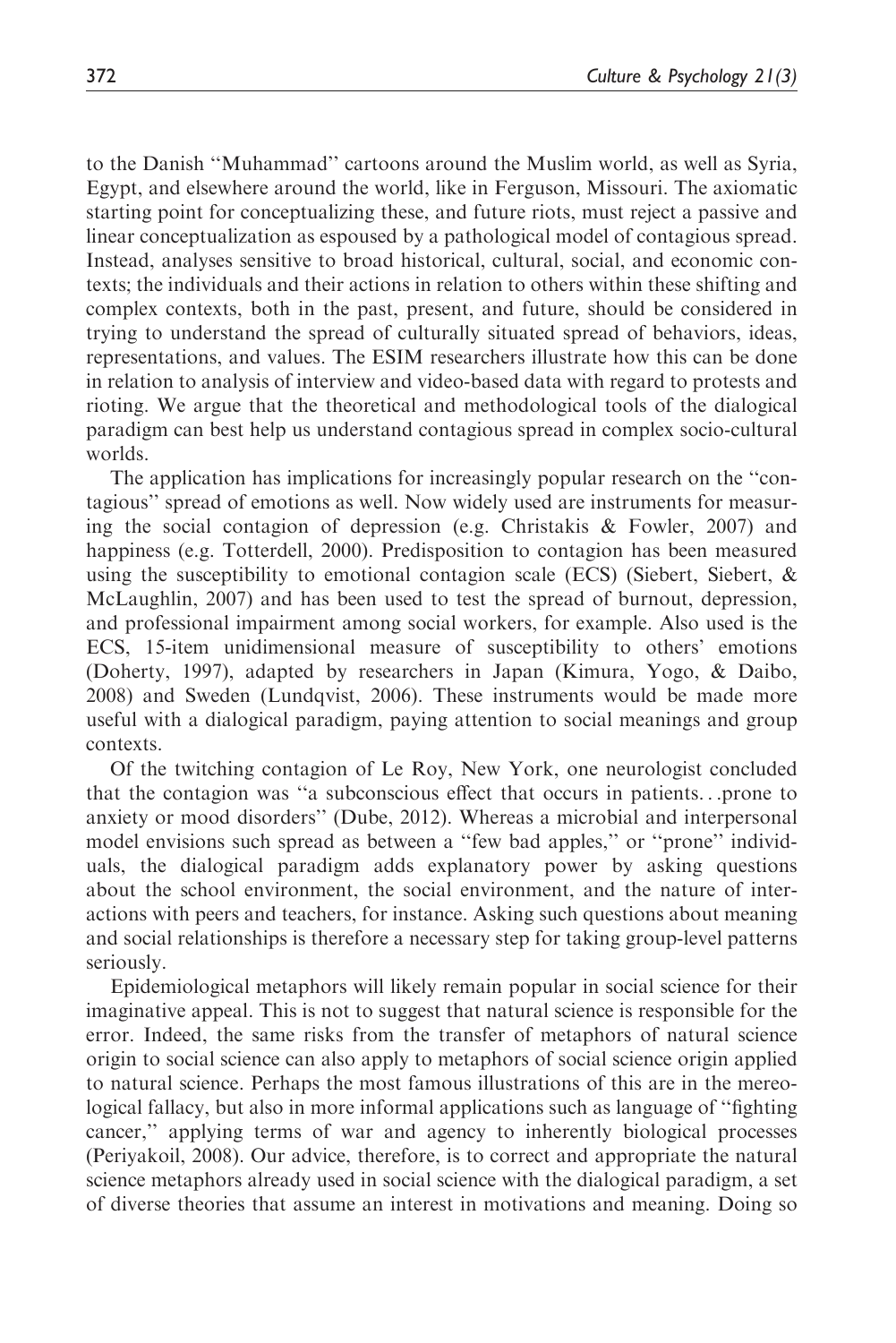to the Danish "Muhammad" cartoons around the Muslim world, as well as Syria, Egypt, and elsewhere around the world, like in Ferguson, Missouri. The axiomatic starting point for conceptualizing these, and future riots, must reject a passive and linear conceptualization as espoused by a pathological model of contagious spread. Instead, analyses sensitive to broad historical, cultural, social, and economic contexts; the individuals and their actions in relation to others within these shifting and complex contexts, both in the past, present, and future, should be considered in trying to understand the spread of culturally situated spread of behaviors, ideas, representations, and values. The ESIM researchers illustrate how this can be done in relation to analysis of interview and video-based data with regard to protests and rioting. We argue that the theoretical and methodological tools of the dialogical paradigm can best help us understand contagious spread in complex socio-cultural worlds.

The application has implications for increasingly popular research on the "contagious" spread of emotions as well. Now widely used are instruments for measuring the social contagion of depression (e.g. Christakis & Fowler, 2007) and happiness (e.g. Totterdell, 2000). Predisposition to contagion has been measured using the susceptibility to emotional contagion scale (ECS) (Siebert, Siebert, & McLaughlin, 2007) and has been used to test the spread of burnout, depression, and professional impairment among social workers, for example. Also used is the ECS, 15-item unidimensional measure of susceptibility to others' emotions (Doherty, 1997), adapted by researchers in Japan (Kimura, Yogo, & Daibo, 2008) and Sweden (Lundqvist, 2006). These instruments would be made more useful with a dialogical paradigm, paying attention to social meanings and group contexts.

Of the twitching contagion of Le Roy, New York, one neurologist concluded that the contagion was "a subconscious effect that occurs in patients...prone to anxiety or mood disorders" (Dube, 2012). Whereas a microbial and interpersonal model envisions such spread as between a "few bad apples," or "prone" individuals, the dialogical paradigm adds explanatory power by asking questions about the school environment, the social environment, and the nature of interactions with peers and teachers, for instance. Asking such questions about meaning and social relationships is therefore a necessary step for taking group-level patterns seriously.

Epidemiological metaphors will likely remain popular in social science for their imaginative appeal. This is not to suggest that natural science is responsible for the error. Indeed, the same risks from the transfer of metaphors of natural science origin to social science can also apply to metaphors of social science origin applied to natural science. Perhaps the most famous illustrations of this are in the mereological fallacy, but also in more informal applications such as language of "fighting cancer," applying terms of war and agency to inherently biological processes (Periyakoil, 2008). Our advice, therefore, is to correct and appropriate the natural science metaphors already used in social science with the dialogical paradigm, a set of diverse theories that assume an interest in motivations and meaning. Doing so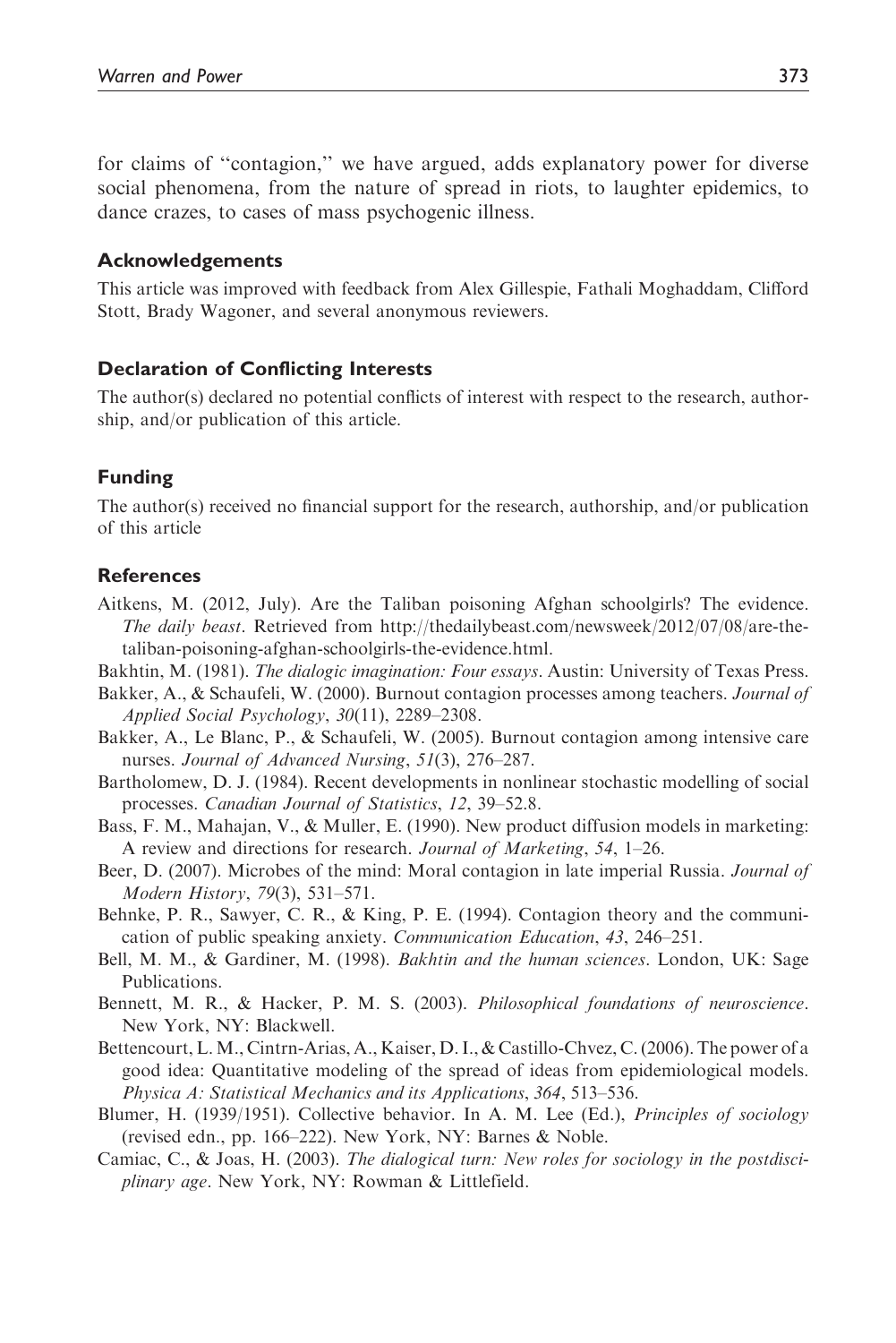for claims of "contagion," we have argued, adds explanatory power for diverse social phenomena, from the nature of spread in riots, to laughter epidemics, to dance crazes, to cases of mass psychogenic illness.

## Acknowledgements

This article was improved with feedback from Alex Gillespie, Fathali Moghaddam, Clifford Stott, Brady Wagoner, and several anonymous reviewers.

## Declaration of Conflicting Interests

The author(s) declared no potential conflicts of interest with respect to the research, authorship, and/or publication of this article.

## Funding

The author(s) received no financial support for the research, authorship, and/or publication of this article

## References

Aitkens, M. (2012, July). Are the Taliban poisoning Afghan schoolgirls? The evidence. *The daily beast*. Retrieved from http://thedailybeast.com/newsweek/2012/07/08/are-the-taliban-poisoning-afghan-schoolgirls-the-evidence.html.

Bakhtin, M. (1981). *The dialogic imagination: Four essays*. Austin: University of Texas Press.

Bakker, A., & Schaufeli, W. (2000). Burnout contagion processes among teachers. *Journal of Applied Social Psychology*, *30*(11), 2289–2308.

Bakker, A., Le Blanc, P., & Schaufeli, W. (2005). Burnout contagion among intensive care nurses. *Journal of Advanced Nursing*, *51*(3), 276–287.

Bartholomew, D. J. (1984). Recent developments in nonlinear stochastic modelling of social processes. *Canadian Journal of Statistics*, *12*, 39–52.8.

Bass, F. M., Mahajan, V., & Muller, E. (1990). New product diffusion models in marketing: A review and directions for research. *Journal of Marketing*, *54*, 1–26.

Beer, D. (2007). Microbes of the mind: Moral contagion in late imperial Russia. *Journal of Modern History*, *79*(3), 531–571.

Behnke, P. R., Sawyer, C. R., & King, P. E. (1994). Contagion theory and the communication of public speaking anxiety. *Communication Education*, *43*, 246–251.

Bell, M. M., & Gardiner, M. (1998). *Bakhtin and the human sciences*. London, UK: Sage Publications.

Bennett, M. R., & Hacker, P. M. S. (2003). *Philosophical foundations of neuroscience*. New York, NY: Blackwell.

Bettencourt, L. M., Cintrn-Arias, A., Kaiser, D. I., & Castillo-Chvez, C. (2006). The power of a good idea: Quantitative modeling of the spread of ideas from epidemiological models. *Physica A: Statistical Mechanics and its Applications*, *364*, 513–536.

Blumer, H. (1939/1951). Collective behavior. In A. M. Lee (Ed.), *Principles of sociology* (revised edn., pp. 166–222). New York, NY: Barnes & Noble.

Camiac, C., & Joas, H. (2003). *The dialogical turn: New roles for sociology in the postdisciplinary age*. New York, NY: Rowman & Littlefield.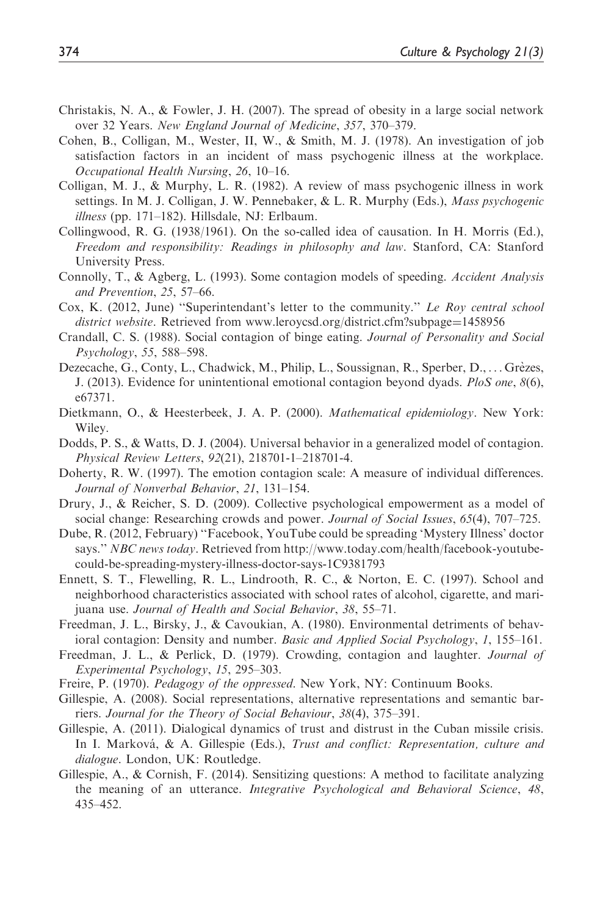Christakis, N. A., & Fowler, J. H. (2007). The spread of obesity in a large social network over 32 Years. *New England Journal of Medicine*, *357*, 370–379.

Cohen, B., Colligan, M., Wester, II, W., & Smith, M. J. (1978). An investigation of job satisfaction factors in an incident of mass psychogenic illness at the workplace. *Occupational Health Nursing*, *26*, 10–16.

Colligan, M. J., & Murphy, L. R. (1982). A review of mass psychogenic illness in work settings. In M. J. Colligan, J. W. Pennebaker, & L. R. Murphy (Eds.), *Mass psychogenic illness* (pp. 171–182). Hillsdale, NJ: Erlbaum.

Collingwood, R. G. (1938/1961). On the so-called idea of causation. In H. Morris (Ed.), *Freedom and responsibility: Readings in philosophy and law*. Stanford, CA: Stanford University Press.

Connolly, T., & Agberg, L. (1993). Some contagion models of speeding. *Accident Analysis and Prevention*, *25*, 57–66.

Cox, K. (2012, June) "Superintendant's letter to the community." *Le Roy central school district website*. Retrieved from www.leroycsd.org/district.cfm?subpage=1458956

Crandall, C. S. (1988). Social contagion of binge eating. *Journal of Personality and Social Psychology*, *55*, 588–598.

Dezecache, G., Conty, L., Chadwick, M., Philip, L., Soussignan, R., Sperber, D., ... Grèzes, J. (2013). Evidence for unintentional emotional contagion beyond dyads. *PloS one*, *8*(6), e67371.

Dietkmann, O., & Heesterbeek, J. A. P. (2000). *Mathematical epidemiology*. New York: Wiley.

Dodds, P. S., & Watts, D. J. (2004). Universal behavior in a generalized model of contagion. *Physical Review Letters*, *92*(21), 218701-1–218701-4.

Doherty, R. W. (1997). The emotion contagion scale: A measure of individual differences. *Journal of Nonverbal Behavior*, *21*, 131–154.

Drury, J., & Reicher, S. D. (2009). Collective psychological empowerment as a model of social change: Researching crowds and power. *Journal of Social Issues*, *65*(4), 707–725.

Dube, R. (2012, February) "Facebook, YouTube could be spreading 'Mystery Illness' doctor says." *NBC news today*. Retrieved from http://www.today.com/health/facebook-youtube-could-be-spreading-mystery-illness-doctor-says-1C9381793

Ennett, S. T., Flewelling, R. L., Lindrooth, R. C., & Norton, E. C. (1997). School and neighborhood characteristics associated with school rates of alcohol, cigarette, and marijuana use. *Journal of Health and Social Behavior*, *38*, 55–71.

Freedman, J. L., Birsky, J., & Cavoukian, A. (1980). Environmental detriments of behavioral contagion: Density and number. *Basic and Applied Social Psychology*, *1*, 155–161.

Freedman, J. L., & Perlick, D. (1979). Crowding, contagion and laughter. *Journal of Experimental Psychology*, *15*, 295–303.

Freire, P. (1970). *Pedagogy of the oppressed*. New York, NY: Continuum Books.

Gillespie, A. (2008). Social representations, alternative representations and semantic barriers. *Journal for the Theory of Social Behaviour*, *38*(4), 375–391.

Gillespie, A. (2011). Dialogical dynamics of trust and distrust in the Cuban missile crisis. In I. Marková, & A. Gillespie (Eds.), *Trust and conflict: Representation, culture and dialogue*. London, UK: Routledge.

Gillespie, A., & Cornish, F. (2014). Sensitizing questions: A method to facilitate analyzing the meaning of an utterance. *Integrative Psychological and Behavioral Science*, *48*, 435–452.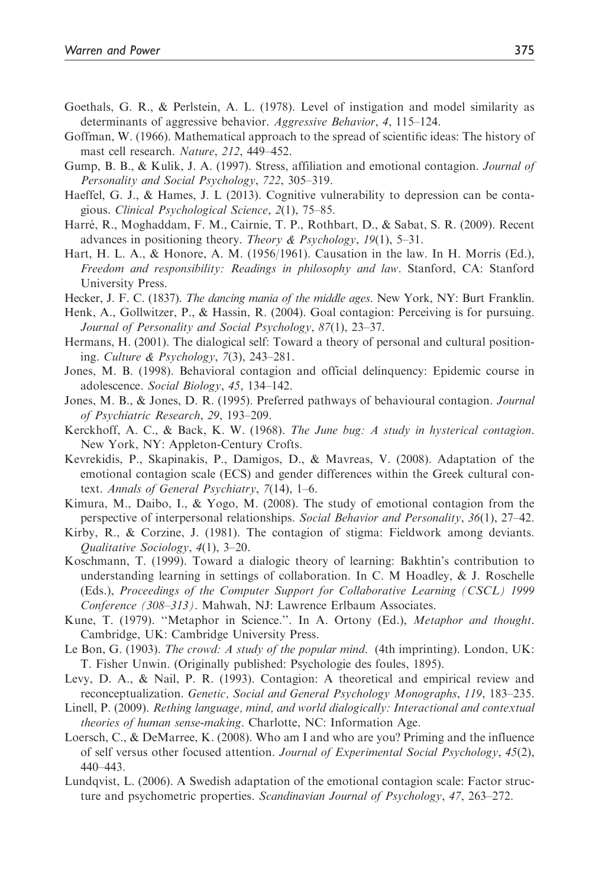Goethals, G. R., & Perlstein, A. L. (1978). Level of instigation and model similarity as determinants of aggressive behavior. *Aggressive Behavior*, *4*, 115–124.

Goffman, W. (1966). Mathematical approach to the spread of scientific ideas: The history of mast cell research. *Nature*, *212*, 449–452.

Gump, B. B., & Kulik, J. A. (1997). Stress, affiliation and emotional contagion. *Journal of Personality and Social Psychology*, *722*, 305–319.

Haeffel, G. J., & Hames, J. L (2013). Cognitive vulnerability to depression can be contagious. *Clinical Psychological Science*, *2*(1), 75–85.

Harré, R., Moghaddam, F. M., Cairnie, T. P., Rothbart, D., & Sabat, S. R. (2009). Recent advances in positioning theory. *Theory & Psychology*, *19*(1), 5–31.

Hart, H. L. A., & Honore, A. M. (1956/1961). Causation in the law. In H. Morris (Ed.), *Freedom and responsibility: Readings in philosophy and law*. Stanford, CA: Stanford University Press.

Hecker, J. F. C. (1837). *The dancing mania of the middle ages*. New York, NY: Burt Franklin.

Henk, A., Gollwitzer, P., & Hassin, R. (2004). Goal contagion: Perceiving is for pursuing. *Journal of Personality and Social Psychology*, *87*(1), 23–37.

Hermans, H. (2001). The dialogical self: Toward a theory of personal and cultural positioning. *Culture & Psychology*, *7*(3), 243–281.

Jones, M. B. (1998). Behavioral contagion and official delinquency: Epidemic course in adolescence. *Social Biology*, *45*, 134–142.

Jones, M. B., & Jones, D. R. (1995). Preferred pathways of behavioural contagion. *Journal of Psychiatric Research*, *29*, 193–209.

Kerckhoff, A. C., & Back, K. W. (1968). *The June bug: A study in hysterical contagion*. New York, NY: Appleton-Century Crofts.

Kevrekidis, P., Skapinakis, P., Damigos, D., & Mavreas, V. (2008). Adaptation of the emotional contagion scale (ECS) and gender differences within the Greek cultural context. *Annals of General Psychiatry*, *7*(14), 1–6.

Kimura, M., Daibo, I., & Yogo, M. (2008). The study of emotional contagion from the perspective of interpersonal relationships. *Social Behavior and Personality*, *36*(1), 27–42.

Kirby, R., & Corzine, J. (1981). The contagion of stigma: Fieldwork among deviants. *Qualitative Sociology*, *4*(1), 3–20.

Koschmann, T. (1999). Toward a dialogic theory of learning: Bakhtin's contribution to understanding learning in settings of collaboration. In C. M Hoadley, & J. Roschelle (Eds.), *Proceedings of the Computer Support for Collaborative Learning (CSCL) 1999 Conference (308–313)*. Mahwah, NJ: Lawrence Erlbaum Associates.

Kune, T. (1979). "Metaphor in Science.". In A. Ortony (Ed.), *Metaphor and thought*. Cambridge, UK: Cambridge University Press.

Le Bon, G. (1903). *The crowd: A study of the popular mind*. (4th imprinting). London, UK: T. Fisher Unwin. (Originally published: Psychologie des foules, 1895).

Levy, D. A., & Nail, P. R. (1993). Contagion: A theoretical and empirical review and reconceptualization. *Genetic, Social and General Psychology Monographs*, *119*, 183–235.

Linell, P. (2009). *Rething language, mind, and world dialogically: Interactional and contextual theories of human sense-making*. Charlotte, NC: Information Age.

Loersch, C., & DeMarree, K. (2008). Who am I and who are you? Priming and the influence of self versus other focused attention. *Journal of Experimental Social Psychology*, *45*(2), 440–443.

Lundqvist, L. (2006). A Swedish adaptation of the emotional contagion scale: Factor structure and psychometric properties. *Scandinavian Journal of Psychology*, *47*, 263–272.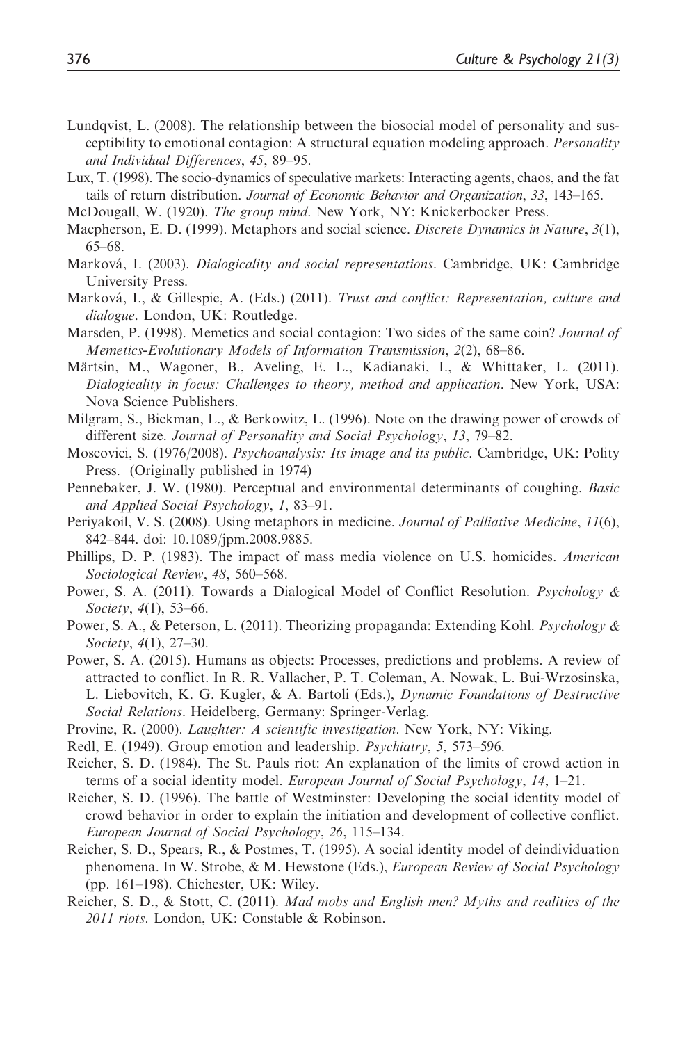Lundqvist, L. (2008). The relationship between the biosocial model of personality and susceptibility to emotional contagion: A structural equation modeling approach. *Personality and Individual Differences*, *45*, 89–95.

Lux, T. (1998). The socio-dynamics of speculative markets: Interacting agents, chaos, and the fat tails of return distribution. *Journal of Economic Behavior and Organization*, *33*, 143–165.

McDougall, W. (1920). *The group mind*. New York, NY: Knickerbocker Press.

Macpherson, E. D. (1999). Metaphors and social science. *Discrete Dynamics in Nature*, *3*(1), 65–68.

Marková, I. (2003). *Dialogicality and social representations*. Cambridge, UK: Cambridge University Press.

Marková, I., & Gillespie, A. (Eds.) (2011). *Trust and conflict: Representation, culture and dialogue*. London, UK: Routledge.

Marsden, P. (1998). Memetics and social contagion: Two sides of the same coin? *Journal of Memetics-Evolutionary Models of Information Transmission*, *2*(2), 68–86.

Märtsin, M., Wagoner, B., Aveling, E. L., Kadianaki, I., & Whittaker, L. (2011). *Dialogicality in focus: Challenges to theory, method and application*. New York, USA: Nova Science Publishers.

Milgram, S., Bickman, L., & Berkowitz, L. (1996). Note on the drawing power of crowds of different size. *Journal of Personality and Social Psychology*, *13*, 79–82.

Moscovici, S. (1976/2008). *Psychoanalysis: Its image and its public*. Cambridge, UK: Polity Press. (Originally published in 1974)

Pennebaker, J. W. (1980). Perceptual and environmental determinants of coughing. *Basic and Applied Social Psychology*, *1*, 83–91.

Periyakoil, V. S. (2008). Using metaphors in medicine. *Journal of Palliative Medicine*, *11*(6), 842–844. doi: 10.1089/jpm.2008.9885.

Phillips, D. P. (1983). The impact of mass media violence on U.S. homicides. *American Sociological Review*, *48*, 560–568.

Power, S. A. (2011). Towards a Dialogical Model of Conflict Resolution. *Psychology & Society*, *4*(1), 53–66.

Power, S. A., & Peterson, L. (2011). Theorizing propaganda: Extending Kohl. *Psychology & Society*, *4*(1), 27–30.

Power, S. A. (2015). Humans as objects: Processes, predictions and problems. A review of attracted to conflict. In R. R. Vallacher, P. T. Coleman, A. Nowak, L. Bui-Wrzosinska, L. Liebovitch, K. G. Kugler, & A. Bartoli (Eds.), *Dynamic Foundations of Destructive Social Relations*. Heidelberg, Germany: Springer-Verlag.

Provine, R. (2000). *Laughter: A scientific investigation*. New York, NY: Viking.

Redl, E. (1949). Group emotion and leadership. *Psychiatry*, *5*, 573–596.

Reicher, S. D. (1984). The St. Pauls riot: An explanation of the limits of crowd action in terms of a social identity model. *European Journal of Social Psychology*, *14*, 1–21.

Reicher, S. D. (1996). The battle of Westminster: Developing the social identity model of crowd behavior in order to explain the initiation and development of collective conflict. *European Journal of Social Psychology*, *26*, 115–134.

Reicher, S. D., Spears, R., & Postmes, T. (1995). A social identity model of deindividuation phenomena. In W. Strobe, & M. Hewstone (Eds.), *European Review of Social Psychology* (pp. 161–198). Chichester, UK: Wiley.

Reicher, S. D., & Stott, C. (2011). *Mad mobs and English men? Myths and realities of the 2011 riots*. London, UK: Constable & Robinson.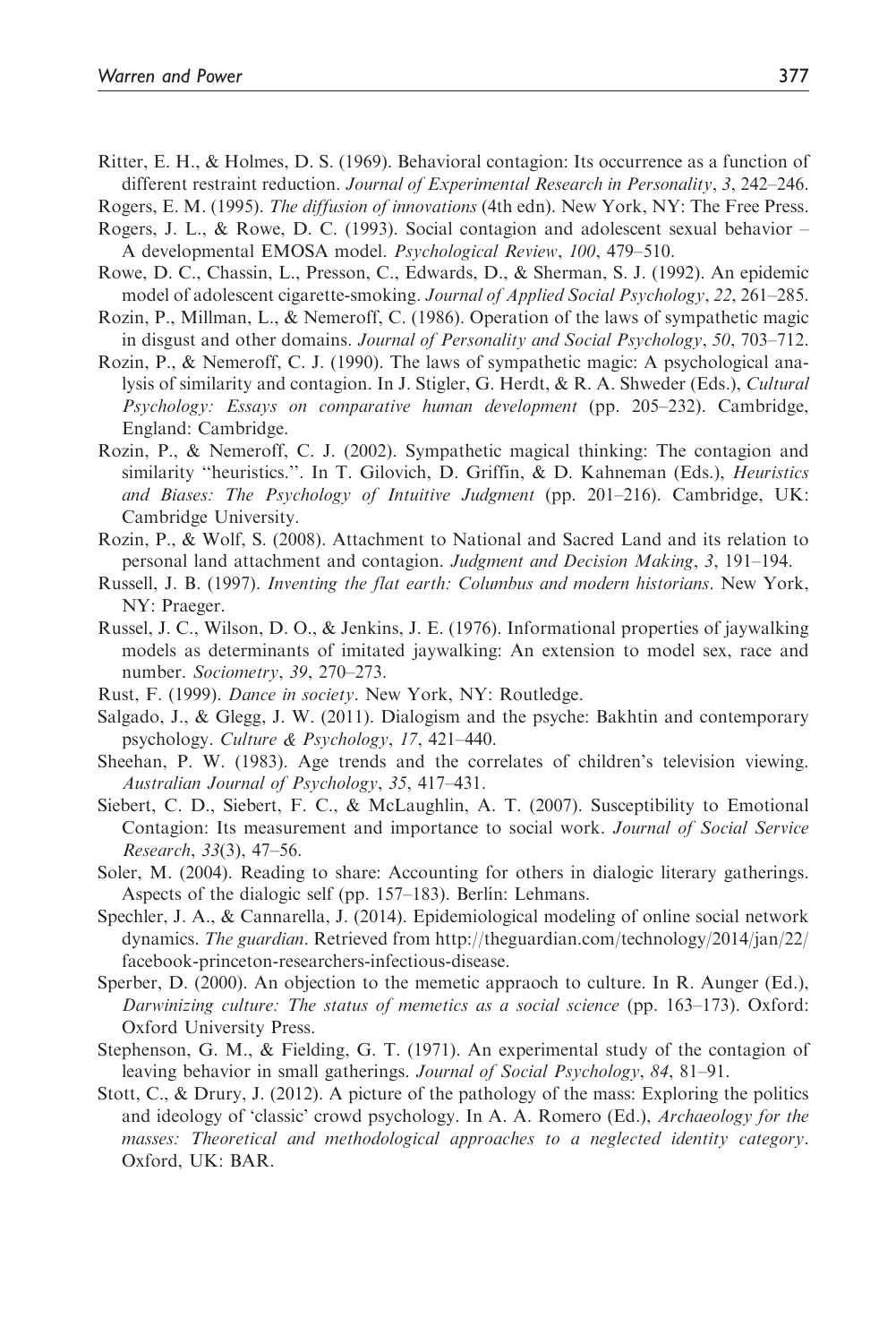Ritter, E. H., & Holmes, D. S. (1969). Behavioral contagion: Its occurrence as a function of different restraint reduction. *Journal of Experimental Research in Personality*, *3*, 242–246.

Rogers, E. M. (1995). *The diffusion of innovations* (4th edn). New York, NY: The Free Press.

Rogers, J. L., & Rowe, D. C. (1993). Social contagion and adolescent sexual behavior – A developmental EMOSA model. *Psychological Review*, *100*, 479–510.

Rowe, D. C., Chassin, L., Presson, C., Edwards, D., & Sherman, S. J. (1992). An epidemic model of adolescent cigarette-smoking. *Journal of Applied Social Psychology*, *22*, 261–285.

Rozin, P., Millman, L., & Nemeroff, C. (1986). Operation of the laws of sympathetic magic in disgust and other domains. *Journal of Personality and Social Psychology*, *50*, 703–712.

Rozin, P., & Nemeroff, C. J. (1990). The laws of sympathetic magic: A psychological analysis of similarity and contagion. In J. Stigler, G. Herdt, & R. A. Shweder (Eds.), *Cultural Psychology: Essays on comparative human development* (pp. 205–232). Cambridge, England: Cambridge.

Rozin, P., & Nemeroff, C. J. (2002). Sympathetic magical thinking: The contagion and similarity "heuristics.". In T. Gilovich, D. Griffin, & D. Kahneman (Eds.), *Heuristics and Biases: The Psychology of Intuitive Judgment* (pp. 201–216). Cambridge, UK: Cambridge University.

Rozin, P., & Wolf, S. (2008). Attachment to National and Sacred Land and its relation to personal land attachment and contagion. *Judgment and Decision Making*, *3*, 191–194.

Russell, J. B. (1997). *Inventing the flat earth: Columbus and modern historians*. New York, NY: Praeger.

Russel, J. C., Wilson, D. O., & Jenkins, J. E. (1976). Informational properties of jaywalking models as determinants of imitated jaywalking: An extension to model sex, race and number. *Sociometry*, *39*, 270–273.

Rust, F. (1999). *Dance in society*. New York, NY: Routledge.

Salgado, J., & Glegg, J. W. (2011). Dialogism and the psyche: Bakhtin and contemporary psychology. *Culture & Psychology*, *17*, 421–440.

Sheehan, P. W. (1983). Age trends and the correlates of children's television viewing. *Australian Journal of Psychology*, *35*, 417–431.

Siebert, C. D., Siebert, F. C., & McLaughlin, A. T. (2007). Susceptibility to Emotional Contagion: Its measurement and importance to social work. *Journal of Social Service Research*, *33*(3), 47–56.

Soler, M. (2004). Reading to share: Accounting for others in dialogic literary gatherings. Aspects of the dialogic self (pp. 157–183). Berlín: Lehmans.

Spechler, J. A., & Cannarella, J. (2014). Epidemiological modeling of online social network dynamics. *The guardian*. Retrieved from http://theguardian.com/technology/2014/jan/22/facebook-princeton-researchers-infectious-disease.

Sperber, D. (2000). An objection to the memetic appraoch to culture. In R. Aunger (Ed.), *Darwinizing culture: The status of memetics as a social science* (pp. 163–173). Oxford: Oxford University Press.

Stephenson, G. M., & Fielding, G. T. (1971). An experimental study of the contagion of leaving behavior in small gatherings. *Journal of Social Psychology*, *84*, 81–91.

Stott, C., & Drury, J. (2012). A picture of the pathology of the mass: Exploring the politics and ideology of 'classic' crowd psychology. In A. A. Romero (Ed.), *Archaeology for the masses: Theoretical and methodological approaches to a neglected identity category*. Oxford, UK: BAR.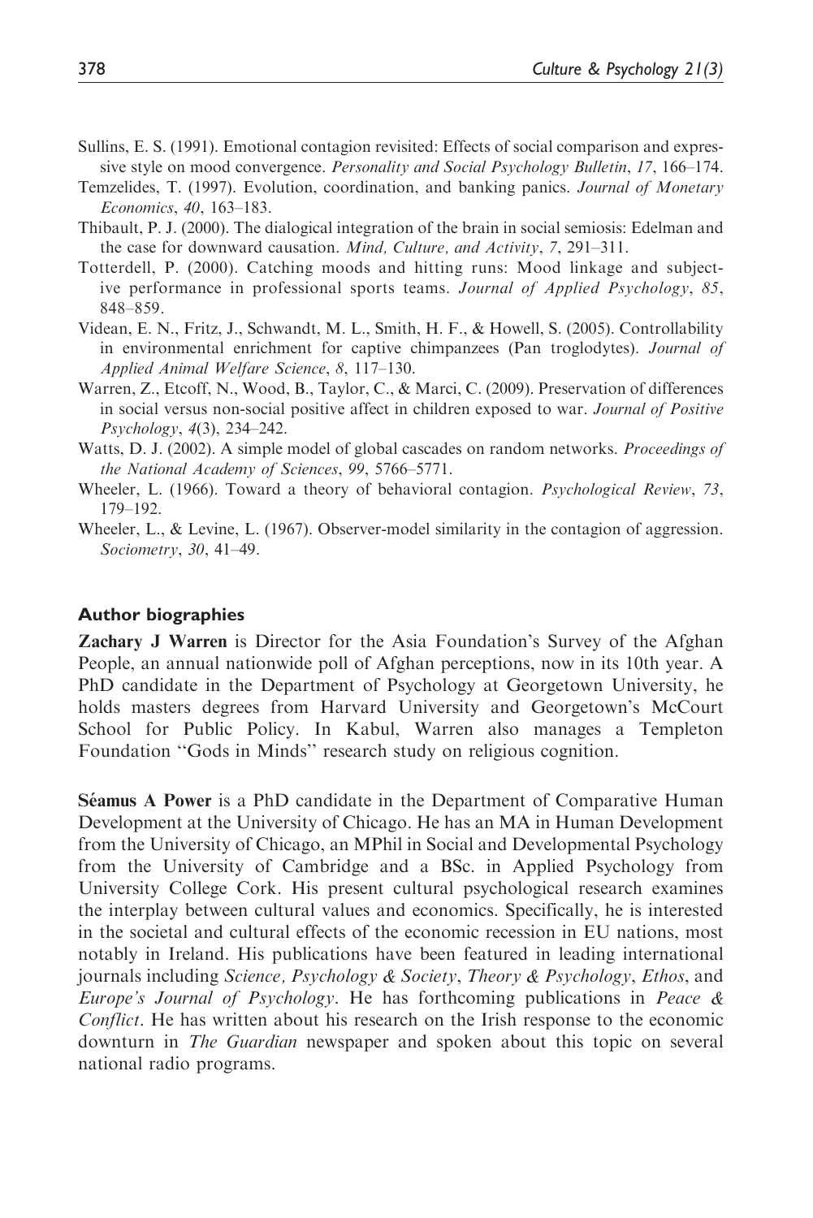Sullins, E. S. (1991). Emotional contagion revisited: Effects of social comparison and expressive style on mood convergence. *Personality and Social Psychology Bulletin*, *17*, 166–174.

Temzelides, T. (1997). Evolution, coordination, and banking panics. *Journal of Monetary Economics*, *40*, 163–183.

Thibault, P. J. (2000). The dialogical integration of the brain in social semiosis: Edelman and the case for downward causation. *Mind, Culture, and Activity*, *7*, 291–311.

Totterdell, P. (2000). Catching moods and hitting runs: Mood linkage and subjective performance in professional sports teams. *Journal of Applied Psychology*, *85*, 848–859.

Videan, E. N., Fritz, J., Schwandt, M. L., Smith, H. F., & Howell, S. (2005). Controllability in environmental enrichment for captive chimpanzees (Pan troglodytes). *Journal of Applied Animal Welfare Science*, *8*, 117–130.

Warren, Z., Etcoff, N., Wood, B., Taylor, C., & Marci, C. (2009). Preservation of differences in social versus non-social positive affect in children exposed to war. *Journal of Positive Psychology*, *4*(3), 234–242.

Watts, D. J. (2002). A simple model of global cascades on random networks. *Proceedings of the National Academy of Sciences*, *99*, 5766–5771.

Wheeler, L. (1966). Toward a theory of behavioral contagion. *Psychological Review*, *73*, 179–192.

Wheeler, L., & Levine, L. (1967). Observer-model similarity in the contagion of aggression. *Sociometry*, *30*, 41–49.

## Author biographies

**Zachary J Warren** is Director for the Asia Foundation's Survey of the Afghan People, an annual nationwide poll of Afghan perceptions, now in its 10th year. A PhD candidate in the Department of Psychology at Georgetown University, he holds masters degrees from Harvard University and Georgetown's McCourt School for Public Policy. In Kabul, Warren also manages a Templeton Foundation "Gods in Minds" research study on religious cognition.

**Séamus A Power** is a PhD candidate in the Department of Comparative Human Development at the University of Chicago. He has an MA in Human Development from the University of Chicago, an MPhil in Social and Developmental Psychology from the University of Cambridge and a BSc. in Applied Psychology from University College Cork. His present cultural psychological research examines the interplay between cultural values and economics. Specifically, he is interested in the societal and cultural effects of the economic recession in EU nations, most notably in Ireland. His publications have been featured in leading international journals including *Science, Psychology & Society*, *Theory & Psychology*, *Ethos*, and *Europe's Journal of Psychology*. He has forthcoming publications in *Peace & Conflict*. He has written about his research on the Irish response to the economic downturn in *The Guardian* newspaper and spoken about this topic on several national radio programs.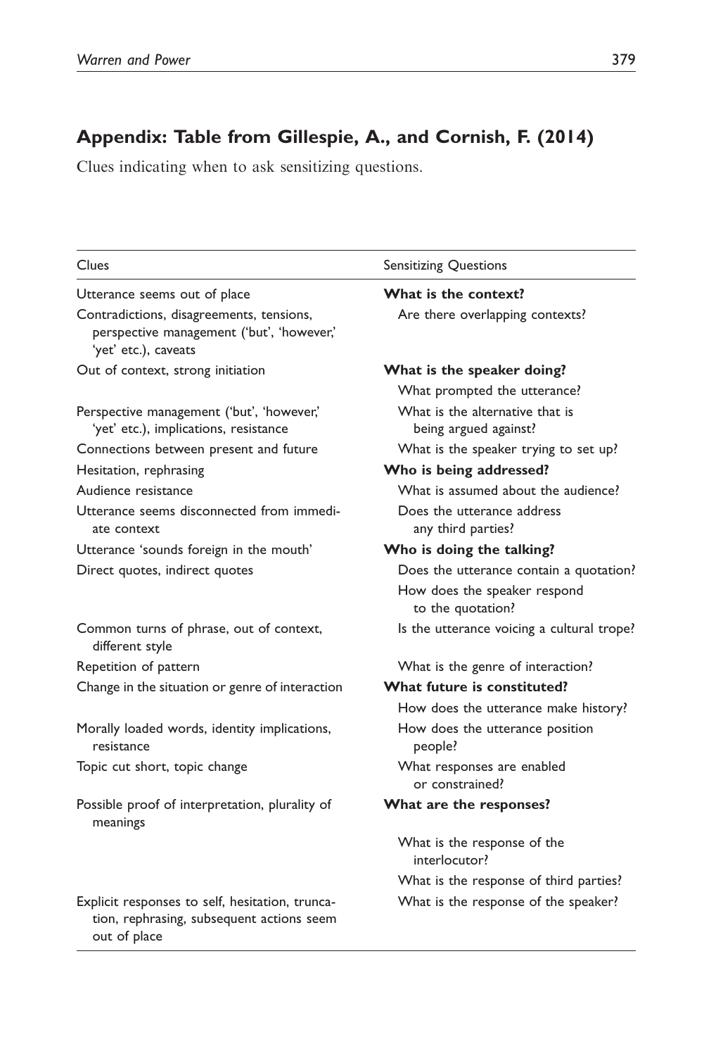## Appendix: Table from Gillespie, A., and Cornish, F. (2014)

Clues indicating when to ask sensitizing questions.

| Clues | Sensitizing Questions |
|---|---|
| Utterance seems out of place | **What is the context?** |
| Contradictions, disagreements, tensions, perspective management ('but', 'however,' 'yet' etc.), caveats | Are there overlapping contexts? |
| Out of context, strong initiation | **What is the speaker doing?** |
| | What prompted the utterance? |
| Perspective management ('but', 'however,' 'yet' etc.), implications, resistance | What is the alternative that is being argued against? |
| Connections between present and future | What is the speaker trying to set up? |
| Hesitation, rephrasing | **Who is being addressed?** |
| Audience resistance | What is assumed about the audience? |
| Utterance seems disconnected from immediate context | Does the utterance address any third parties? |
| Utterance 'sounds foreign in the mouth' | **Who is doing the talking?** |
| Direct quotes, indirect quotes | Does the utterance contain a quotation? |
| | How does the speaker respond to the quotation? |
| Common turns of phrase, out of context, different style | Is the utterance voicing a cultural trope? |
| Repetition of pattern | What is the genre of interaction? |
| Change in the situation or genre of interaction | **What future is constituted?** |
| | How does the utterance make history? |
| Morally loaded words, identity implications, resistance | How does the utterance position people? |
| Topic cut short, topic change | What responses are enabled or constrained? |
| Possible proof of interpretation, plurality of meanings | **What are the responses?** |
| | What is the response of the interlocutor? |
| | What is the response of third parties? |
| Explicit responses to self, hesitation, truncation, rephrasing, subsequent actions seem out of place | What is the response of the speaker? |